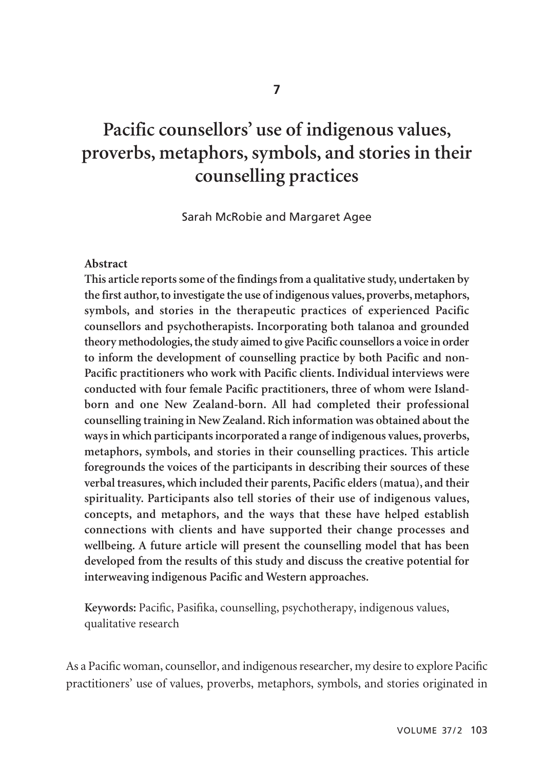7

# Pacific counsellors' use of indigenous values, proverbs, metaphors, symbols, and stories in their counselling practices

Sarah McRobie and Margaret Agee

**Abstract**

**This article reports some of the findings from a qualitative study, undertaken by the first author, to investigate the use of indigenous values, proverbs, metaphors, symbols, and stories in the therapeutic practices of experienced Pacific counsellors and psychotherapists. Incorporating both talanoa and grounded theory methodologies, the study aimed to give Pacific counsellors a voice in order to inform the development of counselling practice by both Pacific and non-Pacific practitioners who work with Pacific clients. Individual interviews were conducted with four female Pacific practitioners, three of whom were Island-born and one New Zealand-born. All had completed their professional counselling training in New Zealand. Rich information was obtained about the ways in which participants incorporated a range of indigenous values, proverbs, metaphors, symbols, and stories in their counselling practices. This article foregrounds the voices of the participants in describing their sources of these verbal treasures, which included their parents, Pacific elders (matua), and their spirituality. Participants also tell stories of their use of indigenous values, concepts, and metaphors, and the ways that these have helped establish connections with clients and have supported their change processes and wellbeing. A future article will present the counselling model that has been developed from the results of this study and discuss the creative potential for interweaving indigenous Pacific and Western approaches.**

**Keywords:** Pacific, Pasifika, counselling, psychotherapy, indigenous values, qualitative research

As a Pacific woman, counsellor, and indigenous researcher, my desire to explore Pacific practitioners' use of values, proverbs, metaphors, symbols, and stories originated in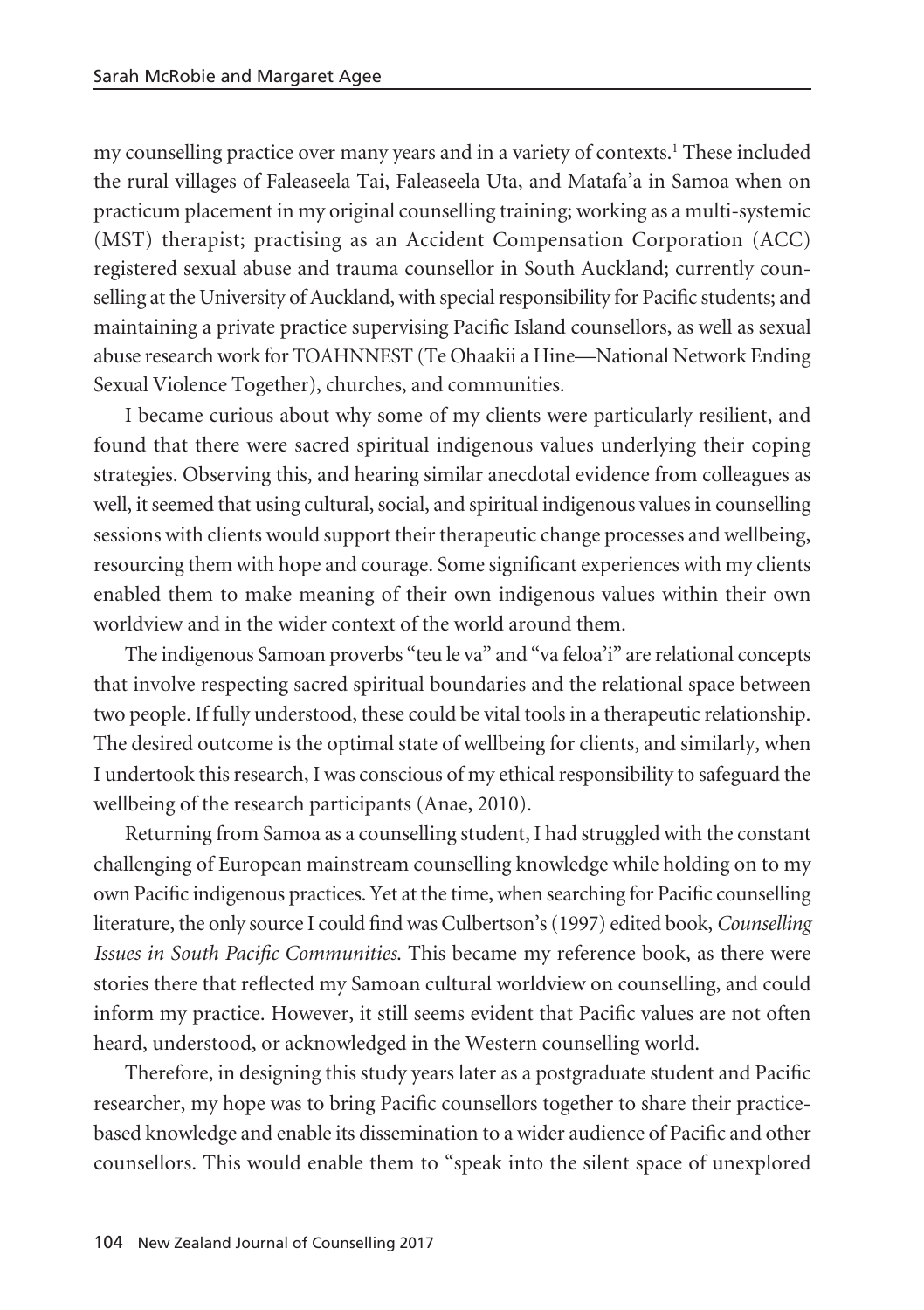my counselling practice over many years and in a variety of contexts.[1] These included the rural villages of Faleaseela Tai, Faleaseela Uta, and Matafa'a in Samoa when on practicum placement in my original counselling training; working as a multi-systemic (MST) therapist; practising as an Accident Compensation Corporation (ACC) registered sexual abuse and trauma counsellor in South Auckland; currently counselling at the University of Auckland, with special responsibility for Pacific students; and maintaining a private practice supervising Pacific Island counsellors, as well as sexual abuse research work for TOAHNNEST (Te Ohaakii a Hine—National Network Ending Sexual Violence Together), churches, and communities.

I became curious about why some of my clients were particularly resilient, and found that there were sacred spiritual indigenous values underlying their coping strategies. Observing this, and hearing similar anecdotal evidence from colleagues as well, it seemed that using cultural, social, and spiritual indigenous values in counselling sessions with clients would support their therapeutic change processes and wellbeing, resourcing them with hope and courage. Some significant experiences with my clients enabled them to make meaning of their own indigenous values within their own worldview and in the wider context of the world around them.

The indigenous Samoan proverbs "teu le va" and "va feloa'i" are relational concepts that involve respecting sacred spiritual boundaries and the relational space between two people. If fully understood, these could be vital tools in a therapeutic relationship. The desired outcome is the optimal state of wellbeing for clients, and similarly, when I undertook this research, I was conscious of my ethical responsibility to safeguard the wellbeing of the research participants (Anae, 2010).

Returning from Samoa as a counselling student, I had struggled with the constant challenging of European mainstream counselling knowledge while holding on to my own Pacific indigenous practices. Yet at the time, when searching for Pacific counselling literature, the only source I could find was Culbertson's (1997) edited book, *Counselling Issues in South Pacific Communities*. This became my reference book, as there were stories there that reflected my Samoan cultural worldview on counselling, and could inform my practice. However, it still seems evident that Pacific values are not often heard, understood, or acknowledged in the Western counselling world.

Therefore, in designing this study years later as a postgraduate student and Pacific researcher, my hope was to bring Pacific counsellors together to share their practice-based knowledge and enable its dissemination to a wider audience of Pacific and other counsellors. This would enable them to "speak into the silent space of unexplored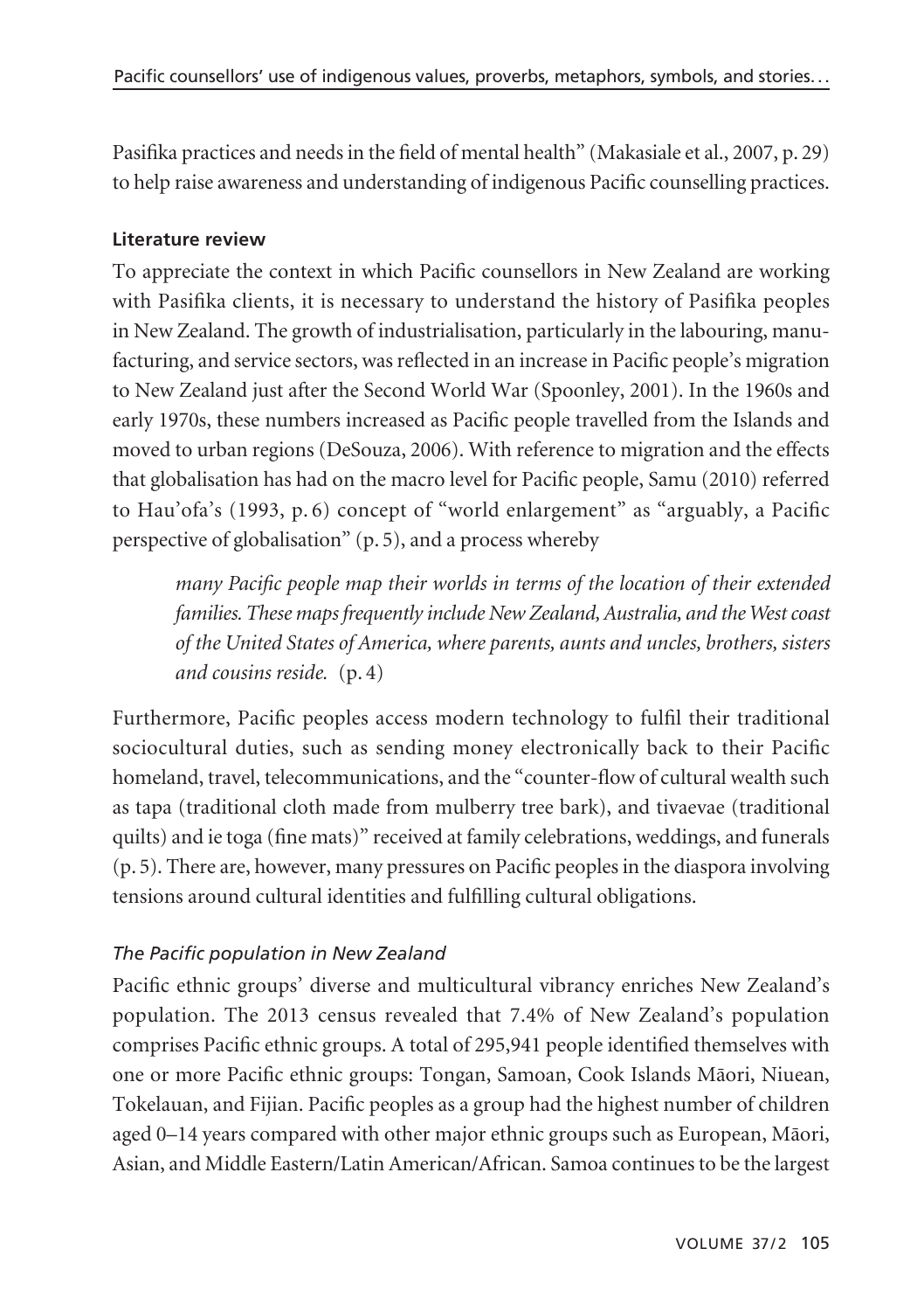Pasifika practices and needs in the field of mental health" (Makasiale et al., 2007, p. 29) to help raise awareness and understanding of indigenous Pacific counselling practices.

## Literature review

To appreciate the context in which Pacific counsellors in New Zealand are working with Pasifika clients, it is necessary to understand the history of Pasifika peoples in New Zealand. The growth of industrialisation, particularly in the labouring, manufacturing, and service sectors, was reflected in an increase in Pacific people's migration to New Zealand just after the Second World War (Spoonley, 2001). In the 1960s and early 1970s, these numbers increased as Pacific people travelled from the Islands and moved to urban regions (DeSouza, 2006). With reference to migration and the effects that globalisation has had on the macro level for Pacific people, Samu (2010) referred to Hau'ofa's (1993, p. 6) concept of "world enlargement" as "arguably, a Pacific perspective of globalisation" (p. 5), and a process whereby

> *many Pacific people map their worlds in terms of the location of their extended families. These maps frequently include New Zealand, Australia, and the West coast of the United States of America, where parents, aunts and uncles, brothers, sisters and cousins reside.* (p. 4)

Furthermore, Pacific peoples access modern technology to fulfil their traditional sociocultural duties, such as sending money electronically back to their Pacific homeland, travel, telecommunications, and the "counter-flow of cultural wealth such as tapa (traditional cloth made from mulberry tree bark), and tivaevae (traditional quilts) and ie toga (fine mats)" received at family celebrations, weddings, and funerals (p. 5). There are, however, many pressures on Pacific peoples in the diaspora involving tensions around cultural identities and fulfilling cultural obligations.

### *The Pacific population in New Zealand*

Pacific ethnic groups' diverse and multicultural vibrancy enriches New Zealand's population. The 2013 census revealed that 7.4% of New Zealand's population comprises Pacific ethnic groups. A total of 295,941 people identified themselves with one or more Pacific ethnic groups: Tongan, Samoan, Cook Islands Māori, Niuean, Tokelauan, and Fijian. Pacific peoples as a group had the highest number of children aged 0–14 years compared with other major ethnic groups such as European, Māori, Asian, and Middle Eastern/Latin American/African. Samoa continues to be the largest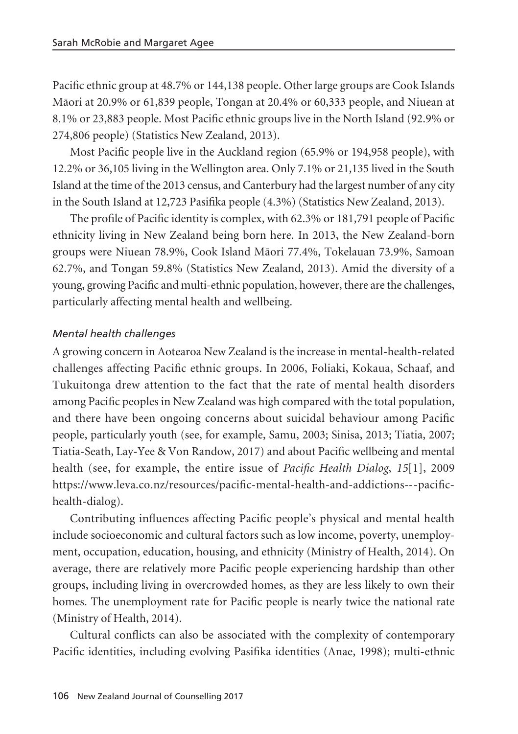Pacific ethnic group at 48.7% or 144,138 people. Other large groups are Cook Islands Māori at 20.9% or 61,839 people, Tongan at 20.4% or 60,333 people, and Niuean at 8.1% or 23,883 people. Most Pacific ethnic groups live in the North Island (92.9% or 274,806 people) (Statistics New Zealand, 2013).

Most Pacific people live in the Auckland region (65.9% or 194,958 people), with 12.2% or 36,105 living in the Wellington area. Only 7.1% or 21,135 lived in the South Island at the time of the 2013 census, and Canterbury had the largest number of any city in the South Island at 12,723 Pasifika people (4.3%) (Statistics New Zealand, 2013).

The profile of Pacific identity is complex, with 62.3% or 181,791 people of Pacific ethnicity living in New Zealand being born here. In 2013, the New Zealand-born groups were Niuean 78.9%, Cook Island Māori 77.4%, Tokelauan 73.9%, Samoan 62.7%, and Tongan 59.8% (Statistics New Zealand, 2013). Amid the diversity of a young, growing Pacific and multi-ethnic population, however, there are the challenges, particularly affecting mental health and wellbeing.

### *Mental health challenges*

A growing concern in Aotearoa New Zealand is the increase in mental-health-related challenges affecting Pacific ethnic groups. In 2006, Foliaki, Kokaua, Schaaf, and Tukuitonga drew attention to the fact that the rate of mental health disorders among Pacific peoples in New Zealand was high compared with the total population, and there have been ongoing concerns about suicidal behaviour among Pacific people, particularly youth (see, for example, Samu, 2003; Sinisa, 2013; Tiatia, 2007; Tiatia-Seath, Lay-Yee & Von Randow, 2017) and about Pacific wellbeing and mental health (see, for example, the entire issue of *Pacific Health Dialog*, *15*[1], 2009 https://www.leva.co.nz/resources/pacific-mental-health-and-addictions---pacific-health-dialog).

Contributing influences affecting Pacific people's physical and mental health include socioeconomic and cultural factors such as low income, poverty, unemployment, occupation, education, housing, and ethnicity (Ministry of Health, 2014). On average, there are relatively more Pacific people experiencing hardship than other groups, including living in overcrowded homes, as they are less likely to own their homes. The unemployment rate for Pacific people is nearly twice the national rate (Ministry of Health, 2014).

Cultural conflicts can also be associated with the complexity of contemporary Pacific identities, including evolving Pasifika identities (Anae, 1998); multi-ethnic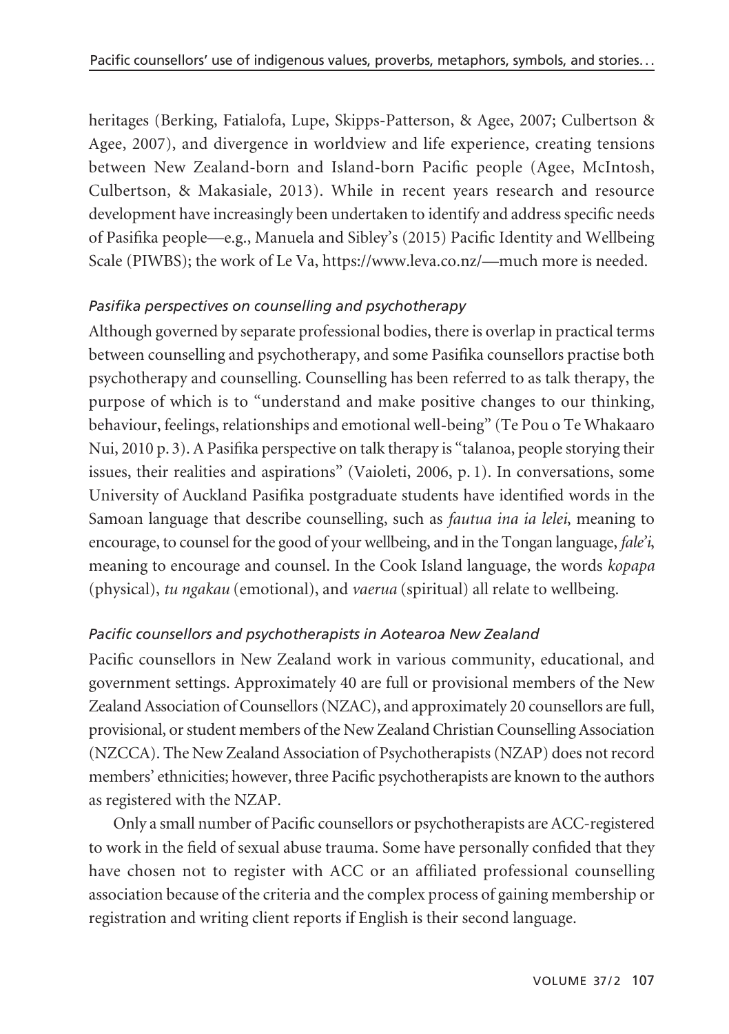heritages (Berking, Fatialofa, Lupe, Skipps-Patterson, & Agee, 2007; Culbertson & Agee, 2007), and divergence in worldview and life experience, creating tensions between New Zealand-born and Island-born Pacific people (Agee, McIntosh, Culbertson, & Makasiale, 2013). While in recent years research and resource development have increasingly been undertaken to identify and address specific needs of Pasifika people—e.g., Manuela and Sibley's (2015) Pacific Identity and Wellbeing Scale (PIWBS); the work of Le Va, https://www.leva.co.nz/—much more is needed.

### *Pasifika perspectives on counselling and psychotherapy*

Although governed by separate professional bodies, there is overlap in practical terms between counselling and psychotherapy, and some Pasifika counsellors practise both psychotherapy and counselling. Counselling has been referred to as talk therapy, the purpose of which is to "understand and make positive changes to our thinking, behaviour, feelings, relationships and emotional well-being" (Te Pou o Te Whakaaro Nui, 2010 p. 3). A Pasifika perspective on talk therapy is "talanoa, people storying their issues, their realities and aspirations" (Vaioleti, 2006, p. 1). In conversations, some University of Auckland Pasifika postgraduate students have identified words in the Samoan language that describe counselling, such as *fautua ina ia lelei*, meaning to encourage, to counsel for the good of your wellbeing, and in the Tongan language, *fale'i*, meaning to encourage and counsel. In the Cook Island language, the words *kopapa* (physical), *tu ngakau* (emotional), and *vaerua* (spiritual) all relate to wellbeing.

### *Pacific counsellors and psychotherapists in Aotearoa New Zealand*

Pacific counsellors in New Zealand work in various community, educational, and government settings. Approximately 40 are full or provisional members of the New Zealand Association of Counsellors (NZAC), and approximately 20 counsellors are full, provisional, or student members of the New Zealand Christian Counselling Association (NZCCA). The New Zealand Association of Psychotherapists (NZAP) does not record members' ethnicities; however, three Pacific psychotherapists are known to the authors as registered with the NZAP.

Only a small number of Pacific counsellors or psychotherapists are ACC-registered to work in the field of sexual abuse trauma. Some have personally confided that they have chosen not to register with ACC or an affiliated professional counselling association because of the criteria and the complex process of gaining membership or registration and writing client reports if English is their second language.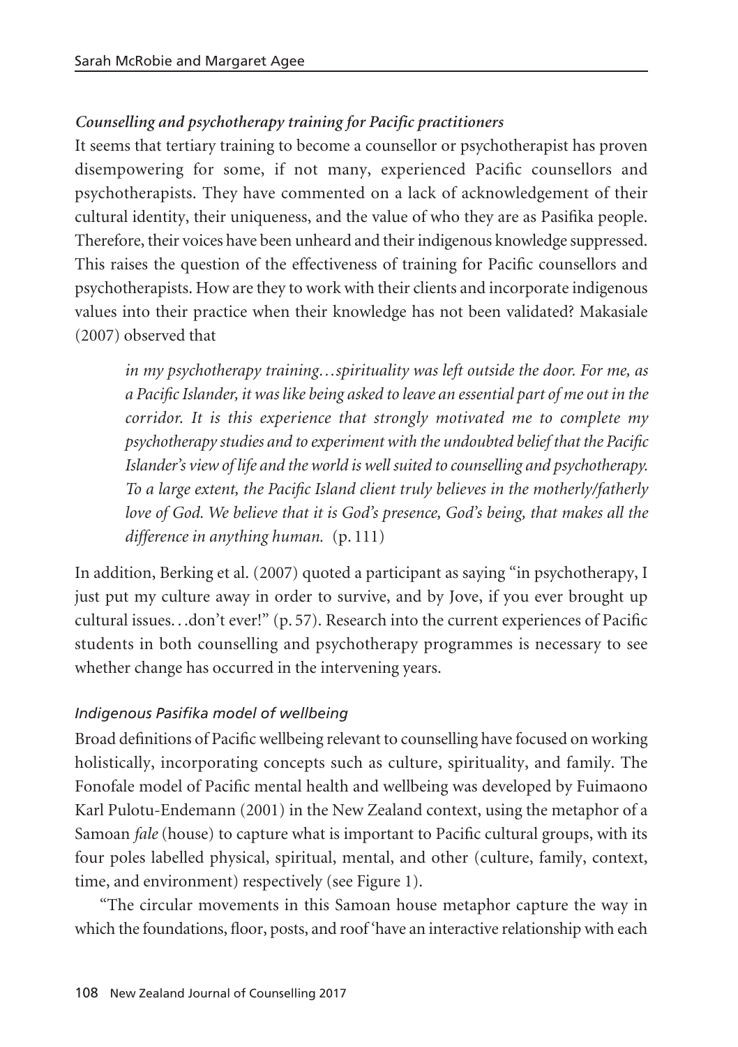### *Counselling and psychotherapy training for Pacific practitioners*

It seems that tertiary training to become a counsellor or psychotherapist has proven disempowering for some, if not many, experienced Pacific counsellors and psychotherapists. They have commented on a lack of acknowledgement of their cultural identity, their uniqueness, and the value of who they are as Pasifika people. Therefore, their voices have been unheard and their indigenous knowledge suppressed. This raises the question of the effectiveness of training for Pacific counsellors and psychotherapists. How are they to work with their clients and incorporate indigenous values into their practice when their knowledge has not been validated? Makasiale (2007) observed that

> *in my psychotherapy training…spirituality was left outside the door. For me, as a Pacific Islander, it was like being asked to leave an essential part of me out in the corridor. It is this experience that strongly motivated me to complete my psychotherapy studies and to experiment with the undoubted belief that the Pacific Islander's view of life and the world is well suited to counselling and psychotherapy. To a large extent, the Pacific Island client truly believes in the motherly/fatherly love of God. We believe that it is God's presence, God's being, that makes all the difference in anything human.* (p. 111)

In addition, Berking et al. (2007) quoted a participant as saying "in psychotherapy, I just put my culture away in order to survive, and by Jove, if you ever brought up cultural issues…don't ever!" (p. 57). Research into the current experiences of Pacific students in both counselling and psychotherapy programmes is necessary to see whether change has occurred in the intervening years.

### *Indigenous Pasifika model of wellbeing*

Broad definitions of Pacific wellbeing relevant to counselling have focused on working holistically, incorporating concepts such as culture, spirituality, and family. The Fonofale model of Pacific mental health and wellbeing was developed by Fuimaono Karl Pulotu-Endemann (2001) in the New Zealand context, using the metaphor of a Samoan *fale* (house) to capture what is important to Pacific cultural groups, with its four poles labelled physical, spiritual, mental, and other (culture, family, context, time, and environment) respectively (see Figure 1).

"The circular movements in this Samoan house metaphor capture the way in which the foundations, floor, posts, and roof 'have an interactive relationship with each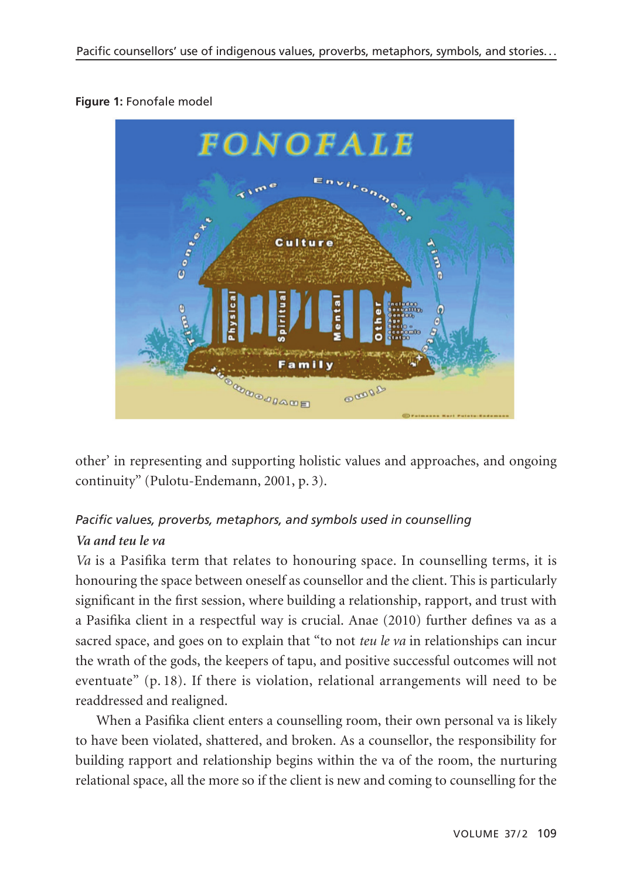**Figure 1:** Fonofale model

other' in representing and supporting holistic values and approaches, and ongoing continuity" (Pulotu-Endemann, 2001, p. 3).

*Pacific values, proverbs, metaphors, and symbols used in counselling*

***Va and teu le va***

*Va* is a Pasifika term that relates to honouring space. In counselling terms, it is honouring the space between oneself as counsellor and the client. This is particularly significant in the first session, where building a relationship, rapport, and trust with a Pasifika client in a respectful way is crucial. Anae (2010) further defines va as a sacred space, and goes on to explain that "to not *teu le va* in relationships can incur the wrath of the gods, the keepers of tapu, and positive successful outcomes will not eventuate" (p. 18). If there is violation, relational arrangements will need to be readdressed and realigned.

When a Pasifika client enters a counselling room, their own personal va is likely to have been violated, shattered, and broken. As a counsellor, the responsibility for building rapport and relationship begins within the va of the room, the nurturing relational space, all the more so if the client is new and coming to counselling for the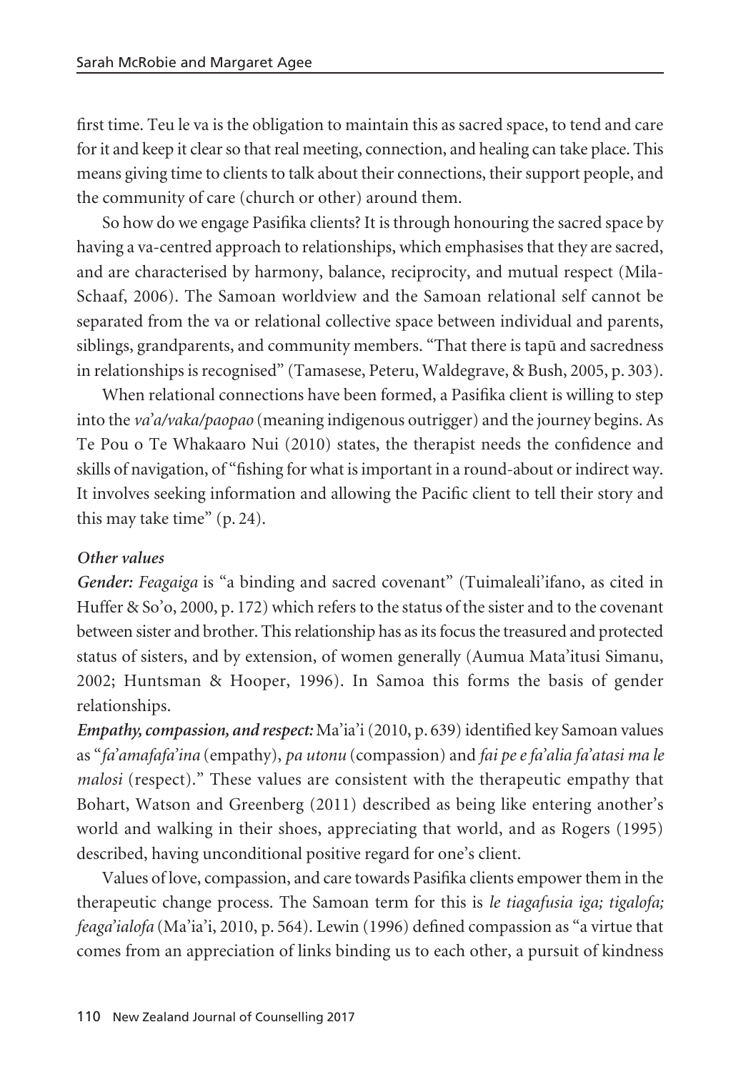first time. Teu le va is the obligation to maintain this as sacred space, to tend and care for it and keep it clear so that real meeting, connection, and healing can take place. This means giving time to clients to talk about their connections, their support people, and the community of care (church or other) around them.

So how do we engage Pasifika clients? It is through honouring the sacred space by having a va-centred approach to relationships, which emphasises that they are sacred, and are characterised by harmony, balance, reciprocity, and mutual respect (Mila-Schaaf, 2006). The Samoan worldview and the Samoan relational self cannot be separated from the va or relational collective space between individual and parents, siblings, grandparents, and community members. "That there is tapū and sacredness in relationships is recognised" (Tamasese, Peteru, Waldegrave, & Bush, 2005, p. 303).

When relational connections have been formed, a Pasifika client is willing to step into the *va'a/vaka/paopao* (meaning indigenous outrigger) and the journey begins. As Te Pou o Te Whakaaro Nui (2010) states, the therapist needs the confidence and skills of navigation, of "fishing for what is important in a round-about or indirect way. It involves seeking information and allowing the Pacific client to tell their story and this may take time" (p. 24).

### *Other values*

***Gender:*** *Feagaiga* is "a binding and sacred covenant" (Tuimaleali'ifano, as cited in Huffer & So'o, 2000, p. 172) which refers to the status of the sister and to the covenant between sister and brother. This relationship has as its focus the treasured and protected status of sisters, and by extension, of women generally (Aumua Mata'itusi Simanu, 2002; Huntsman & Hooper, 1996). In Samoa this forms the basis of gender relationships.

***Empathy, compassion, and respect:*** Ma'ia'i (2010, p. 639) identified key Samoan values as "*fa'amafafa'ina* (empathy), *pa utonu* (compassion) and *fai pe e fa'alia fa'atasi ma le malosi* (respect)." These values are consistent with the therapeutic empathy that Bohart, Watson and Greenberg (2011) described as being like entering another's world and walking in their shoes, appreciating that world, and as Rogers (1995) described, having unconditional positive regard for one's client.

Values of love, compassion, and care towards Pasifika clients empower them in the therapeutic change process. The Samoan term for this is *le tiagafusia iga; tigalofa; feaga'ialofa* (Ma'ia'i, 2010, p. 564). Lewin (1996) defined compassion as "a virtue that comes from an appreciation of links binding us to each other, a pursuit of kindness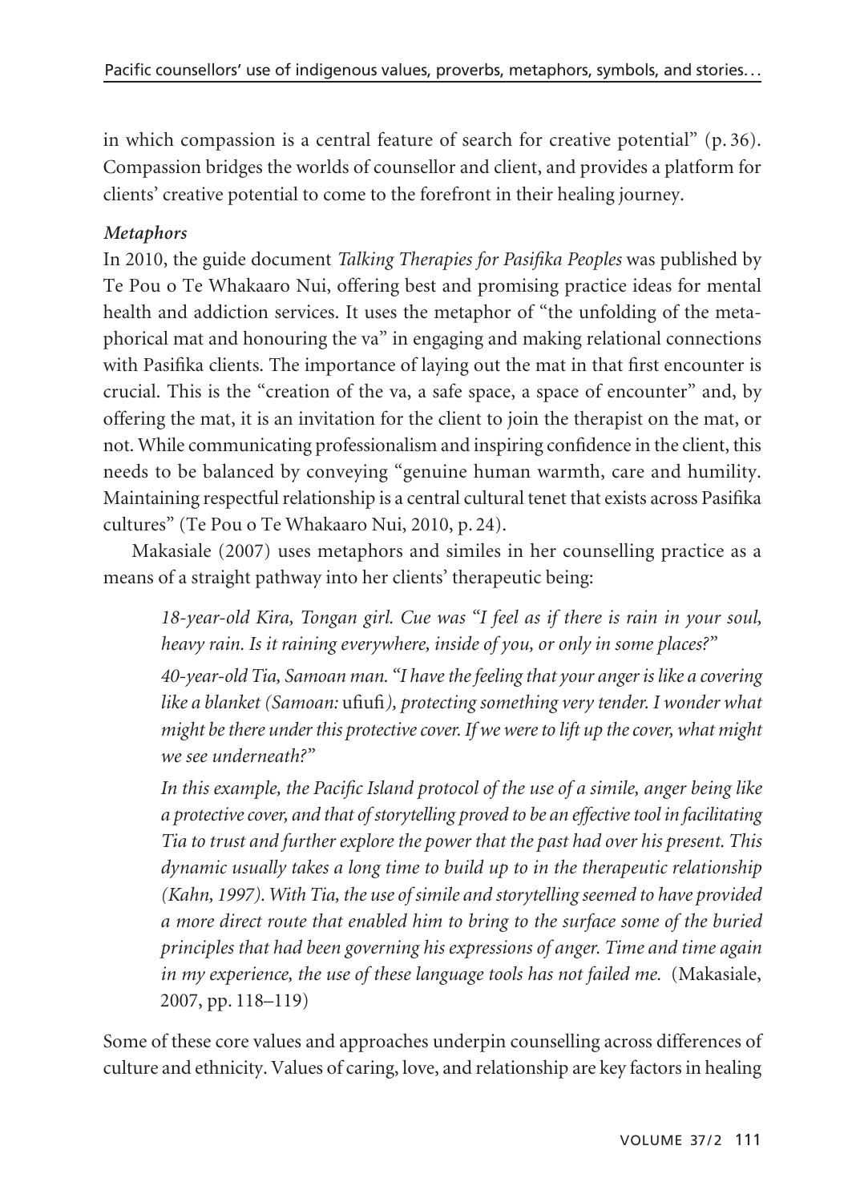in which compassion is a central feature of search for creative potential" (p. 36). Compassion bridges the worlds of counsellor and client, and provides a platform for clients' creative potential to come to the forefront in their healing journey.

***Metaphors***

In 2010, the guide document *Talking Therapies for Pasifika Peoples* was published by Te Pou o Te Whakaaro Nui, offering best and promising practice ideas for mental health and addiction services. It uses the metaphor of "the unfolding of the metaphorical mat and honouring the va" in engaging and making relational connections with Pasifika clients. The importance of laying out the mat in that first encounter is crucial. This is the "creation of the va, a safe space, a space of encounter" and, by offering the mat, it is an invitation for the client to join the therapist on the mat, or not. While communicating professionalism and inspiring confidence in the client, this needs to be balanced by conveying "genuine human warmth, care and humility. Maintaining respectful relationship is a central cultural tenet that exists across Pasifika cultures" (Te Pou o Te Whakaaro Nui, 2010, p. 24).

Makasiale (2007) uses metaphors and similes in her counselling practice as a means of a straight pathway into her clients' therapeutic being:

> *18-year-old Kira, Tongan girl. Cue was "I feel as if there is rain in your soul, heavy rain. Is it raining everywhere, inside of you, or only in some places?"*
>
> *40-year-old Tia, Samoan man. "I have the feeling that your anger is like a covering like a blanket (Samoan:* ufiufi*), protecting something very tender. I wonder what might be there under this protective cover. If we were to lift up the cover, what might we see underneath?"*
>
> *In this example, the Pacific Island protocol of the use of a simile, anger being like a protective cover, and that of storytelling proved to be an effective tool in facilitating Tia to trust and further explore the power that the past had over his present. This dynamic usually takes a long time to build up to in the therapeutic relationship (Kahn, 1997). With Tia, the use of simile and storytelling seemed to have provided a more direct route that enabled him to bring to the surface some of the buried principles that had been governing his expressions of anger. Time and time again in my experience, the use of these language tools has not failed me.* (Makasiale, 2007, pp. 118–119)

Some of these core values and approaches underpin counselling across differences of culture and ethnicity. Values of caring, love, and relationship are key factors in healing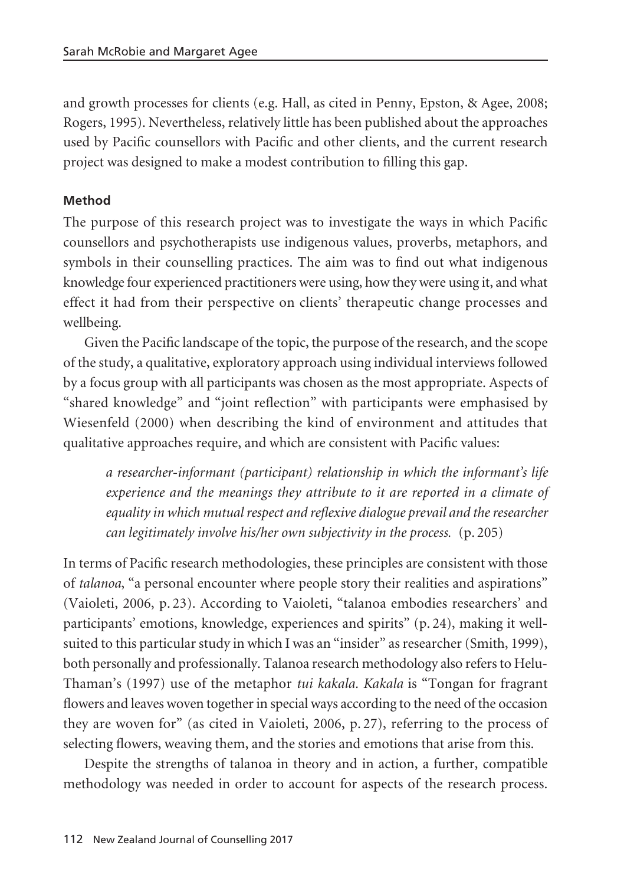and growth processes for clients (e.g. Hall, as cited in Penny, Epston, & Agee, 2008; Rogers, 1995). Nevertheless, relatively little has been published about the approaches used by Pacific counsellors with Pacific and other clients, and the current research project was designed to make a modest contribution to filling this gap.

## Method

The purpose of this research project was to investigate the ways in which Pacific counsellors and psychotherapists use indigenous values, proverbs, metaphors, and symbols in their counselling practices. The aim was to find out what indigenous knowledge four experienced practitioners were using, how they were using it, and what effect it had from their perspective on clients' therapeutic change processes and wellbeing.

Given the Pacific landscape of the topic, the purpose of the research, and the scope of the study, a qualitative, exploratory approach using individual interviews followed by a focus group with all participants was chosen as the most appropriate. Aspects of "shared knowledge" and "joint reflection" with participants were emphasised by Wiesenfeld (2000) when describing the kind of environment and attitudes that qualitative approaches require, and which are consistent with Pacific values:

> *a researcher-informant (participant) relationship in which the informant's life experience and the meanings they attribute to it are reported in a climate of equality in which mutual respect and reflexive dialogue prevail and the researcher can legitimately involve his/her own subjectivity in the process.* (p. 205)

In terms of Pacific research methodologies, these principles are consistent with those of *talanoa*, "a personal encounter where people story their realities and aspirations" (Vaioleti, 2006, p. 23). According to Vaioleti, "talanoa embodies researchers' and participants' emotions, knowledge, experiences and spirits" (p. 24), making it well-suited to this particular study in which I was an "insider" as researcher (Smith, 1999), both personally and professionally. Talanoa research methodology also refers to Helu-Thaman's (1997) use of the metaphor *tui kakala. Kakala* is "Tongan for fragrant flowers and leaves woven together in special ways according to the need of the occasion they are woven for" (as cited in Vaioleti, 2006, p. 27), referring to the process of selecting flowers, weaving them, and the stories and emotions that arise from this.

Despite the strengths of talanoa in theory and in action, a further, compatible methodology was needed in order to account for aspects of the research process.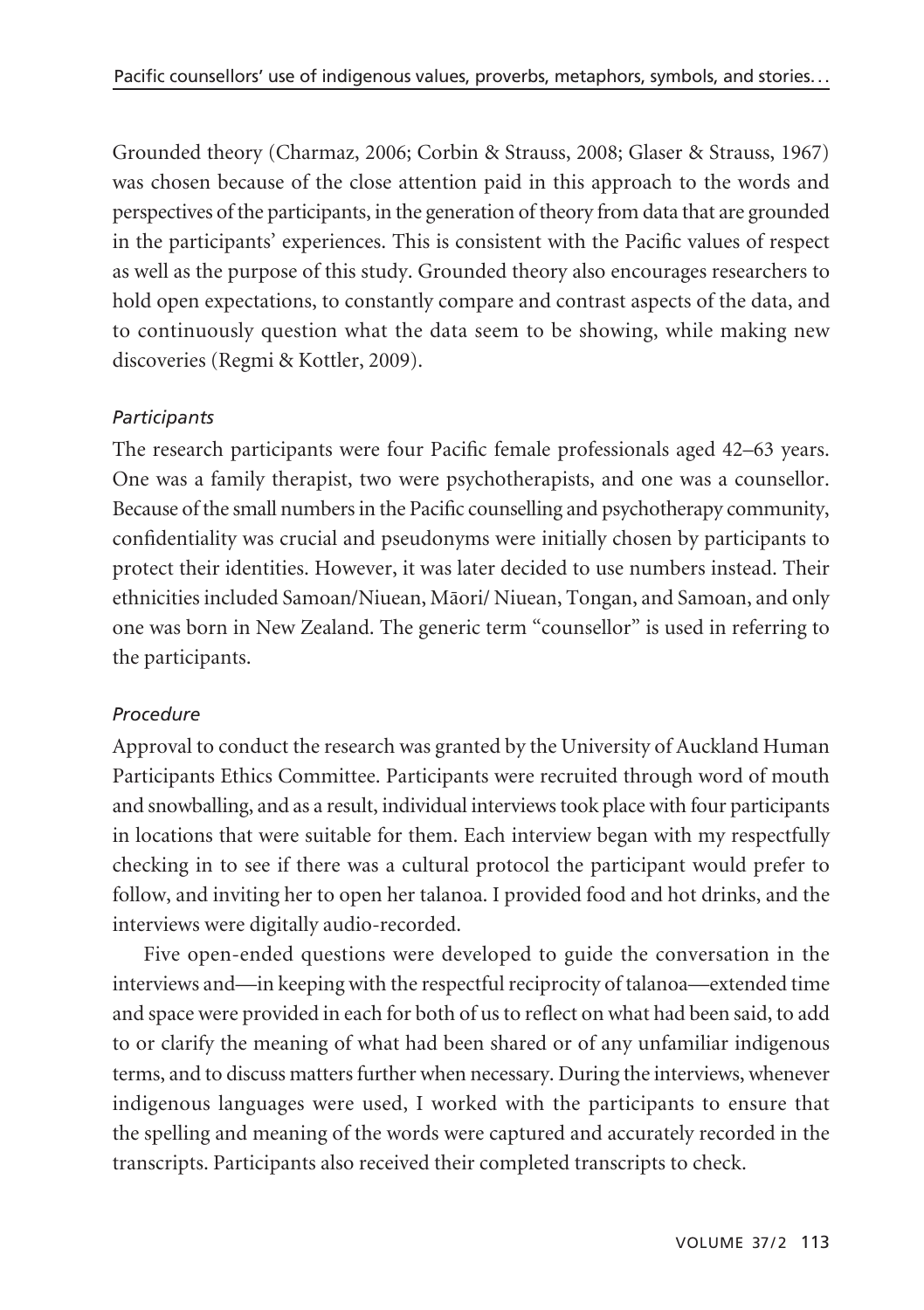Grounded theory (Charmaz, 2006; Corbin & Strauss, 2008; Glaser & Strauss, 1967) was chosen because of the close attention paid in this approach to the words and perspectives of the participants, in the generation of theory from data that are grounded in the participants' experiences. This is consistent with the Pacific values of respect as well as the purpose of this study. Grounded theory also encourages researchers to hold open expectations, to constantly compare and contrast aspects of the data, and to continuously question what the data seem to be showing, while making new discoveries (Regmi & Kottler, 2009).

### *Participants*

The research participants were four Pacific female professionals aged 42–63 years. One was a family therapist, two were psychotherapists, and one was a counsellor. Because of the small numbers in the Pacific counselling and psychotherapy community, confidentiality was crucial and pseudonyms were initially chosen by participants to protect their identities. However, it was later decided to use numbers instead. Their ethnicities included Samoan/Niuean, Māori/ Niuean, Tongan, and Samoan, and only one was born in New Zealand. The generic term "counsellor" is used in referring to the participants.

### *Procedure*

Approval to conduct the research was granted by the University of Auckland Human Participants Ethics Committee. Participants were recruited through word of mouth and snowballing, and as a result, individual interviews took place with four participants in locations that were suitable for them. Each interview began with my respectfully checking in to see if there was a cultural protocol the participant would prefer to follow, and inviting her to open her talanoa. I provided food and hot drinks, and the interviews were digitally audio-recorded.

Five open-ended questions were developed to guide the conversation in the interviews and—in keeping with the respectful reciprocity of talanoa—extended time and space were provided in each for both of us to reflect on what had been said, to add to or clarify the meaning of what had been shared or of any unfamiliar indigenous terms, and to discuss matters further when necessary. During the interviews, whenever indigenous languages were used, I worked with the participants to ensure that the spelling and meaning of the words were captured and accurately recorded in the transcripts. Participants also received their completed transcripts to check.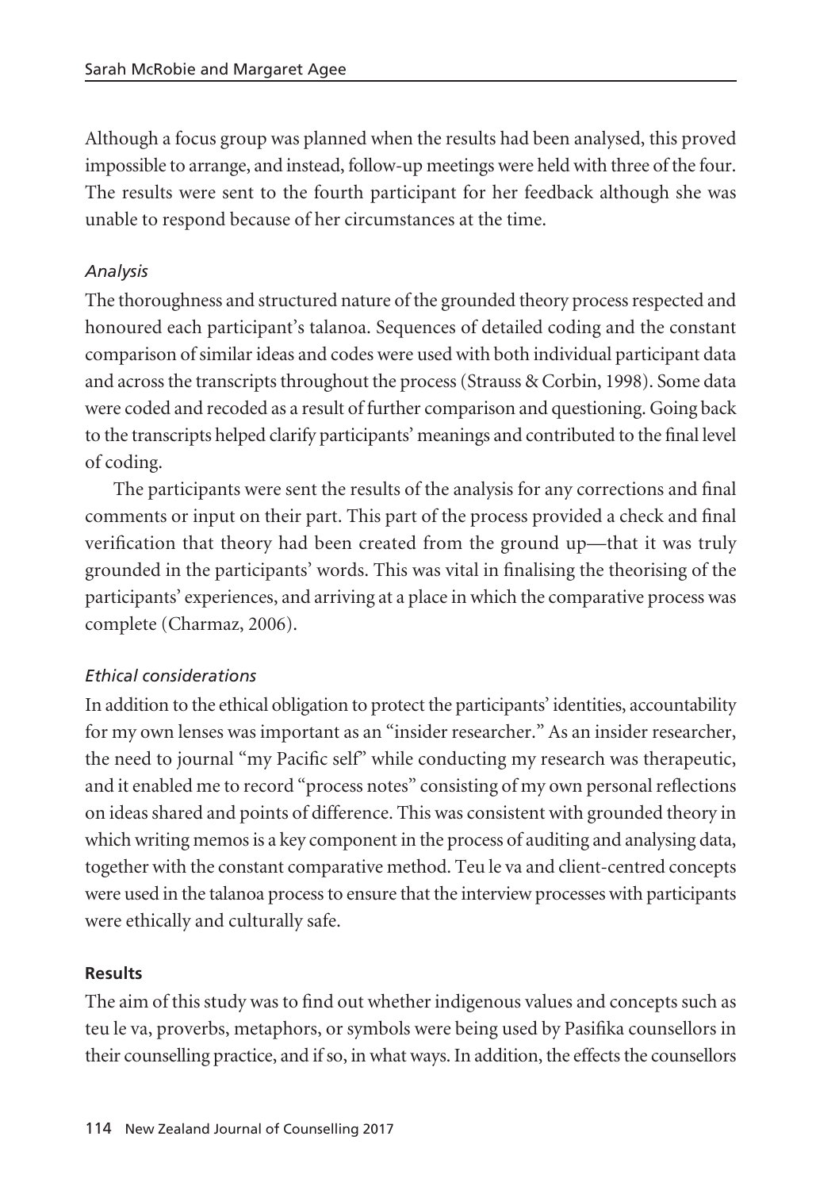Although a focus group was planned when the results had been analysed, this proved impossible to arrange, and instead, follow-up meetings were held with three of the four. The results were sent to the fourth participant for her feedback although she was unable to respond because of her circumstances at the time.

### *Analysis*

The thoroughness and structured nature of the grounded theory process respected and honoured each participant's talanoa. Sequences of detailed coding and the constant comparison of similar ideas and codes were used with both individual participant data and across the transcripts throughout the process (Strauss & Corbin, 1998). Some data were coded and recoded as a result of further comparison and questioning. Going back to the transcripts helped clarify participants' meanings and contributed to the final level of coding.

The participants were sent the results of the analysis for any corrections and final comments or input on their part. This part of the process provided a check and final verification that theory had been created from the ground up—that it was truly grounded in the participants' words. This was vital in finalising the theorising of the participants' experiences, and arriving at a place in which the comparative process was complete (Charmaz, 2006).

### *Ethical considerations*

In addition to the ethical obligation to protect the participants' identities, accountability for my own lenses was important as an "insider researcher." As an insider researcher, the need to journal "my Pacific self" while conducting my research was therapeutic, and it enabled me to record "process notes" consisting of my own personal reflections on ideas shared and points of difference. This was consistent with grounded theory in which writing memos is a key component in the process of auditing and analysing data, together with the constant comparative method. Teu le va and client-centred concepts were used in the talanoa process to ensure that the interview processes with participants were ethically and culturally safe.

## **Results**

The aim of this study was to find out whether indigenous values and concepts such as teu le va, proverbs, metaphors, or symbols were being used by Pasifika counsellors in their counselling practice, and if so, in what ways. In addition, the effects the counsellors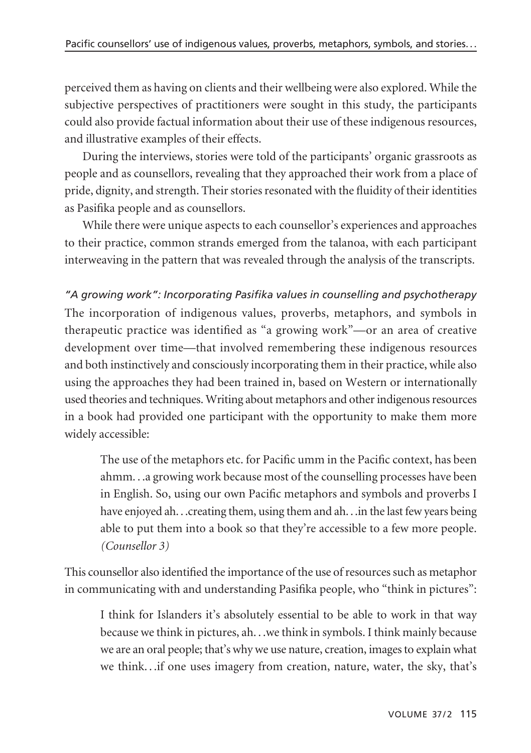perceived them as having on clients and their wellbeing were also explored. While the subjective perspectives of practitioners were sought in this study, the participants could also provide factual information about their use of these indigenous resources, and illustrative examples of their effects.

During the interviews, stories were told of the participants' organic grassroots as people and as counsellors, revealing that they approached their work from a place of pride, dignity, and strength. Their stories resonated with the fluidity of their identities as Pasifika people and as counsellors.

While there were unique aspects to each counsellor's experiences and approaches to their practice, common strands emerged from the talanoa, with each participant interweaving in the pattern that was revealed through the analysis of the transcripts.

### *"A growing work": Incorporating Pasifika values in counselling and psychotherapy*

The incorporation of indigenous values, proverbs, metaphors, and symbols in therapeutic practice was identified as "a growing work"—or an area of creative development over time—that involved remembering these indigenous resources and both instinctively and consciously incorporating them in their practice, while also using the approaches they had been trained in, based on Western or internationally used theories and techniques. Writing about metaphors and other indigenous resources in a book had provided one participant with the opportunity to make them more widely accessible:

> The use of the metaphors etc. for Pacific umm in the Pacific context, has been ahmm. . .a growing work because most of the counselling processes have been in English. So, using our own Pacific metaphors and symbols and proverbs I have enjoyed ah. . .creating them, using them and ah. . .in the last few years being able to put them into a book so that they're accessible to a few more people. *(Counsellor 3)*

This counsellor also identified the importance of the use of resources such as metaphor in communicating with and understanding Pasifika people, who "think in pictures":

> I think for Islanders it's absolutely essential to be able to work in that way because we think in pictures, ah. . .we think in symbols. I think mainly because we are an oral people; that's why we use nature, creation, images to explain what we think. . .if one uses imagery from creation, nature, water, the sky, that's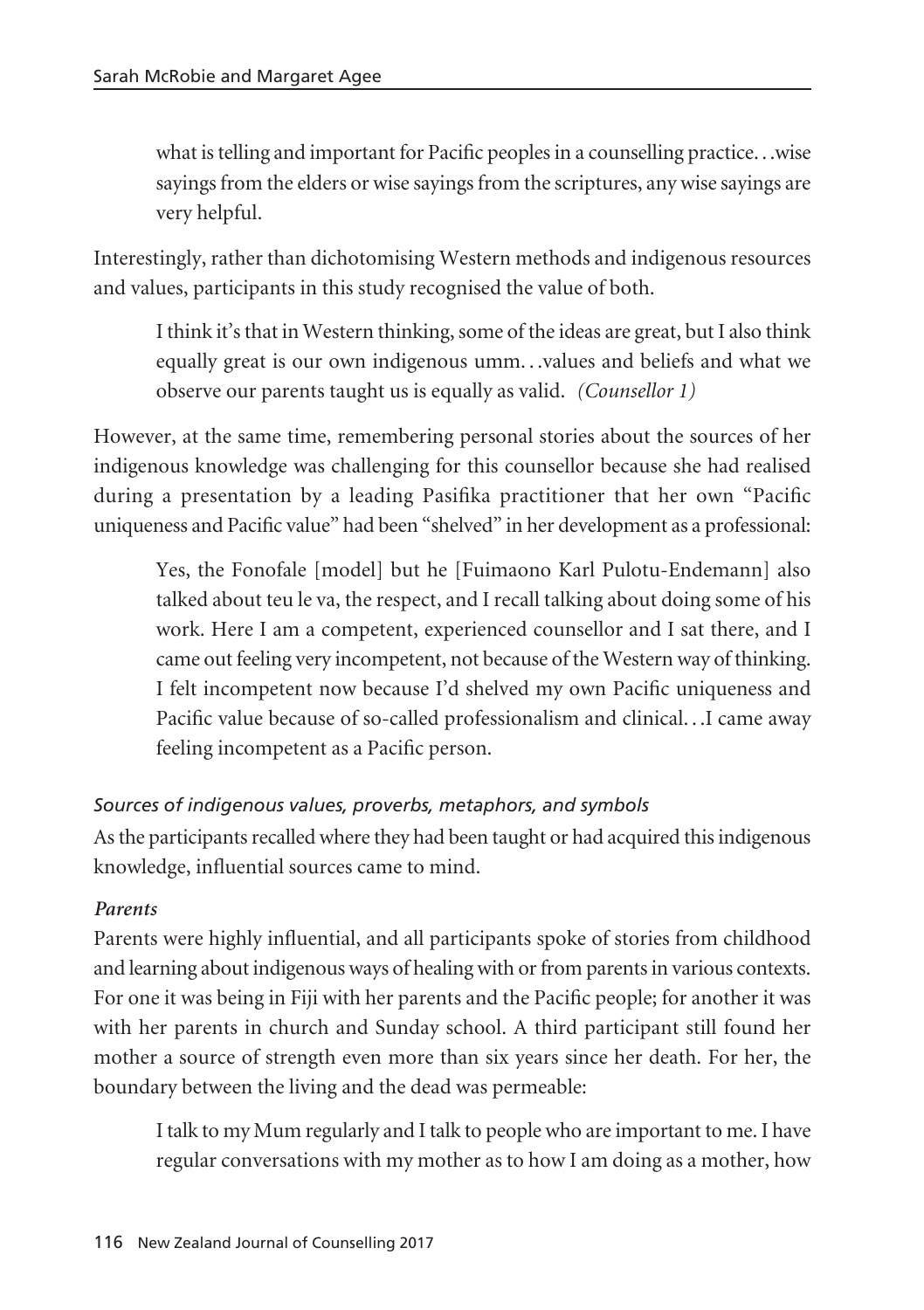> what is telling and important for Pacific peoples in a counselling practice. . .wise sayings from the elders or wise sayings from the scriptures, any wise sayings are very helpful.

Interestingly, rather than dichotomising Western methods and indigenous resources and values, participants in this study recognised the value of both.

> I think it's that in Western thinking, some of the ideas are great, but I also think equally great is our own indigenous umm. . .values and beliefs and what we observe our parents taught us is equally as valid. *(Counsellor 1)*

However, at the same time, remembering personal stories about the sources of her indigenous knowledge was challenging for this counsellor because she had realised during a presentation by a leading Pasifika practitioner that her own "Pacific uniqueness and Pacific value" had been "shelved" in her development as a professional:

> Yes, the Fonofale [model] but he [Fuimaono Karl Pulotu-Endemann] also talked about teu le va, the respect, and I recall talking about doing some of his work. Here I am a competent, experienced counsellor and I sat there, and I came out feeling very incompetent, not because of the Western way of thinking. I felt incompetent now because I'd shelved my own Pacific uniqueness and Pacific value because of so-called professionalism and clinical. . .I came away feeling incompetent as a Pacific person.

*Sources of indigenous values, proverbs, metaphors, and symbols*

As the participants recalled where they had been taught or had acquired this indigenous knowledge, influential sources came to mind.

***Parents***

Parents were highly influential, and all participants spoke of stories from childhood and learning about indigenous ways of healing with or from parents in various contexts. For one it was being in Fiji with her parents and the Pacific people; for another it was with her parents in church and Sunday school. A third participant still found her mother a source of strength even more than six years since her death. For her, the boundary between the living and the dead was permeable:

> I talk to my Mum regularly and I talk to people who are important to me. I have regular conversations with my mother as to how I am doing as a mother, how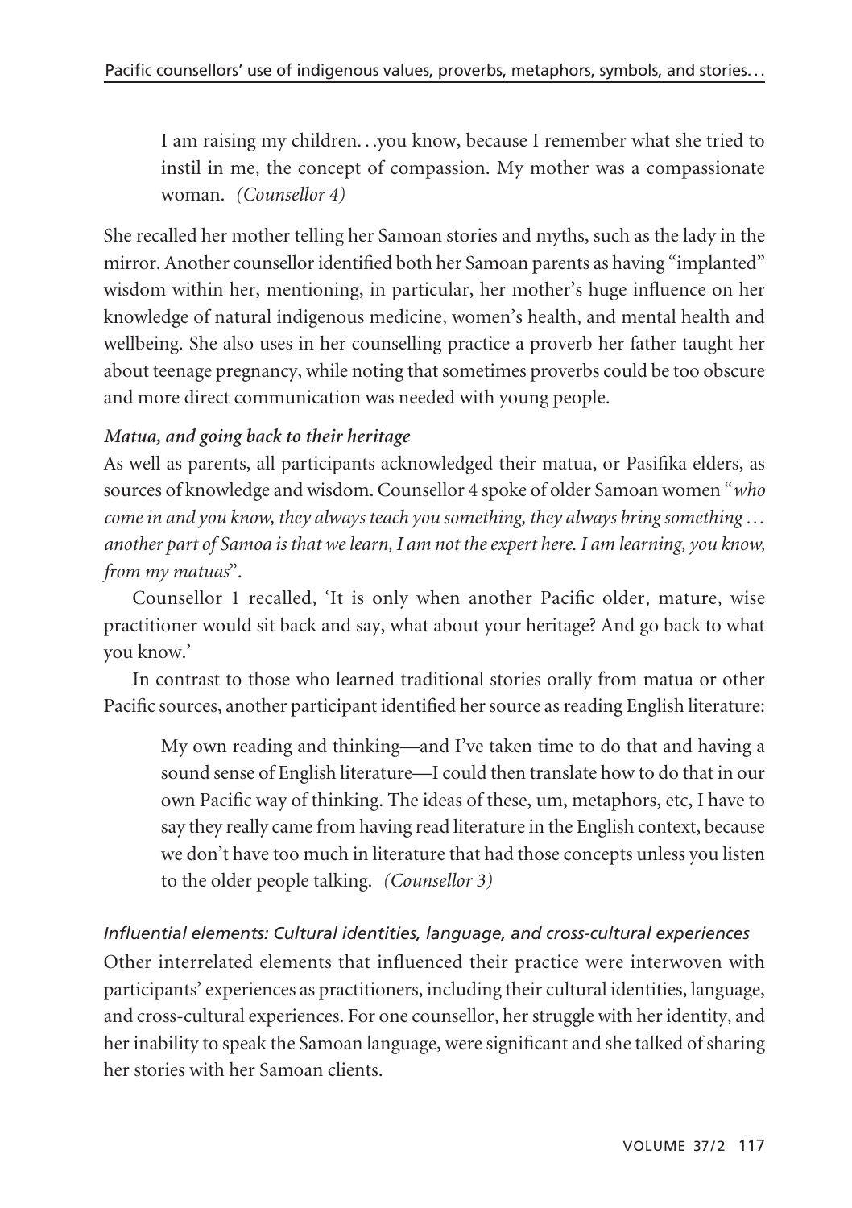> I am raising my children…you know, because I remember what she tried to instil in me, the concept of compassion. My mother was a compassionate woman. *(Counsellor 4)*

She recalled her mother telling her Samoan stories and myths, such as the lady in the mirror. Another counsellor identified both her Samoan parents as having "implanted" wisdom within her, mentioning, in particular, her mother's huge influence on her knowledge of natural indigenous medicine, women's health, and mental health and wellbeing. She also uses in her counselling practice a proverb her father taught her about teenage pregnancy, while noting that sometimes proverbs could be too obscure and more direct communication was needed with young people.

***Matua, and going back to their heritage***

As well as parents, all participants acknowledged their matua, or Pasifika elders, as sources of knowledge and wisdom. Counsellor 4 spoke of older Samoan women "*who come in and you know, they always teach you something, they always bring something … another part of Samoa is that we learn, I am not the expert here. I am learning, you know, from my matuas*".

Counsellor 1 recalled, 'It is only when another Pacific older, mature, wise practitioner would sit back and say, what about your heritage? And go back to what you know.'

In contrast to those who learned traditional stories orally from matua or other Pacific sources, another participant identified her source as reading English literature:

> My own reading and thinking—and I've taken time to do that and having a sound sense of English literature—I could then translate how to do that in our own Pacific way of thinking. The ideas of these, um, metaphors, etc, I have to say they really came from having read literature in the English context, because we don't have too much in literature that had those concepts unless you listen to the older people talking. *(Counsellor 3)*

*Influential elements: Cultural identities, language, and cross-cultural experiences*

Other interrelated elements that influenced their practice were interwoven with participants' experiences as practitioners, including their cultural identities, language, and cross-cultural experiences. For one counsellor, her struggle with her identity, and her inability to speak the Samoan language, were significant and she talked of sharing her stories with her Samoan clients.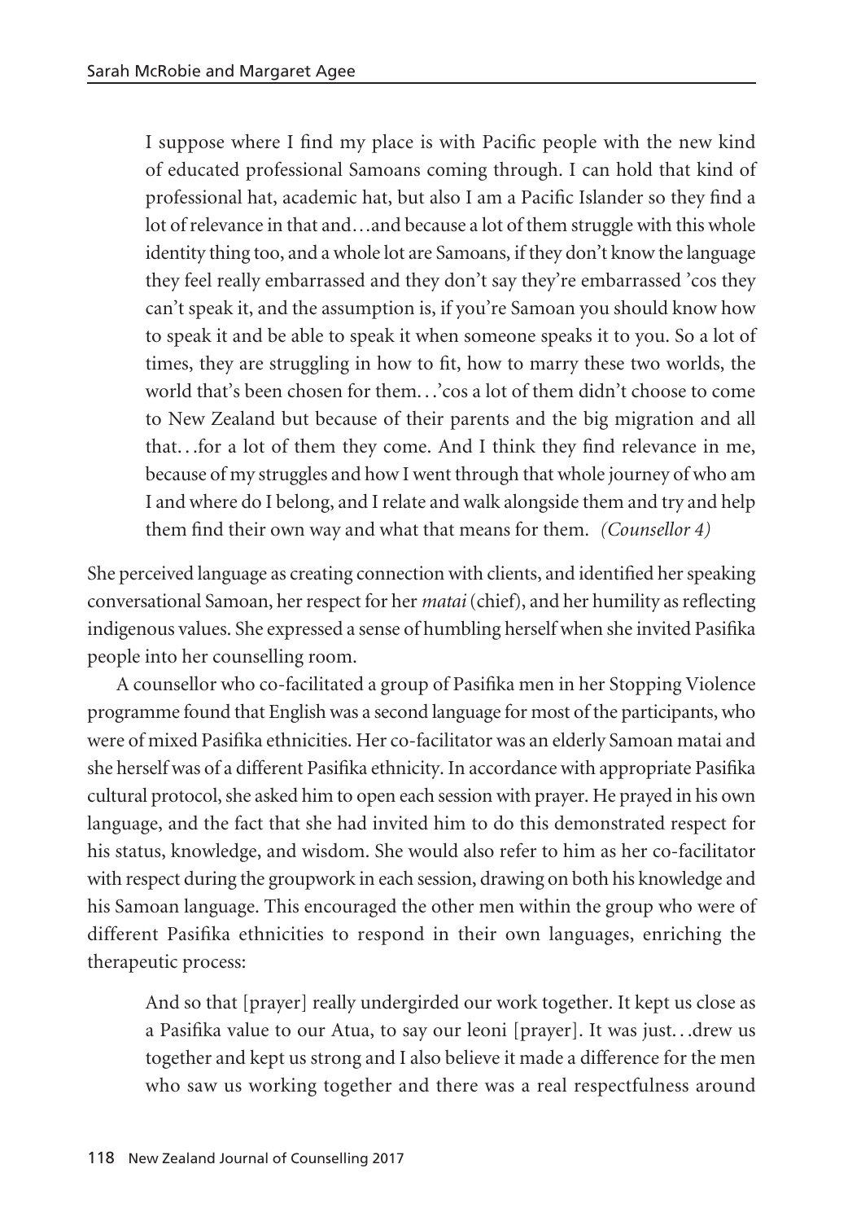> I suppose where I find my place is with Pacific people with the new kind of educated professional Samoans coming through. I can hold that kind of professional hat, academic hat, but also I am a Pacific Islander so they find a lot of relevance in that and…and because a lot of them struggle with this whole identity thing too, and a whole lot are Samoans, if they don't know the language they feel really embarrassed and they don't say they're embarrassed 'cos they can't speak it, and the assumption is, if you're Samoan you should know how to speak it and be able to speak it when someone speaks it to you. So a lot of times, they are struggling in how to fit, how to marry these two worlds, the world that's been chosen for them…'cos a lot of them didn't choose to come to New Zealand but because of their parents and the big migration and all that…for a lot of them they come. And I think they find relevance in me, because of my struggles and how I went through that whole journey of who am I and where do I belong, and I relate and walk alongside them and try and help them find their own way and what that means for them. *(Counsellor 4)*

She perceived language as creating connection with clients, and identified her speaking conversational Samoan, her respect for her *matai* (chief), and her humility as reflecting indigenous values. She expressed a sense of humbling herself when she invited Pasifika people into her counselling room.

A counsellor who co-facilitated a group of Pasifika men in her Stopping Violence programme found that English was a second language for most of the participants, who were of mixed Pasifika ethnicities. Her co-facilitator was an elderly Samoan matai and she herself was of a different Pasifika ethnicity. In accordance with appropriate Pasifika cultural protocol, she asked him to open each session with prayer. He prayed in his own language, and the fact that she had invited him to do this demonstrated respect for his status, knowledge, and wisdom. She would also refer to him as her co-facilitator with respect during the groupwork in each session, drawing on both his knowledge and his Samoan language. This encouraged the other men within the group who were of different Pasifika ethnicities to respond in their own languages, enriching the therapeutic process:

> And so that [prayer] really undergirded our work together. It kept us close as a Pasifika value to our Atua, to say our leoni [prayer]. It was just…drew us together and kept us strong and I also believe it made a difference for the men who saw us working together and there was a real respectfulness around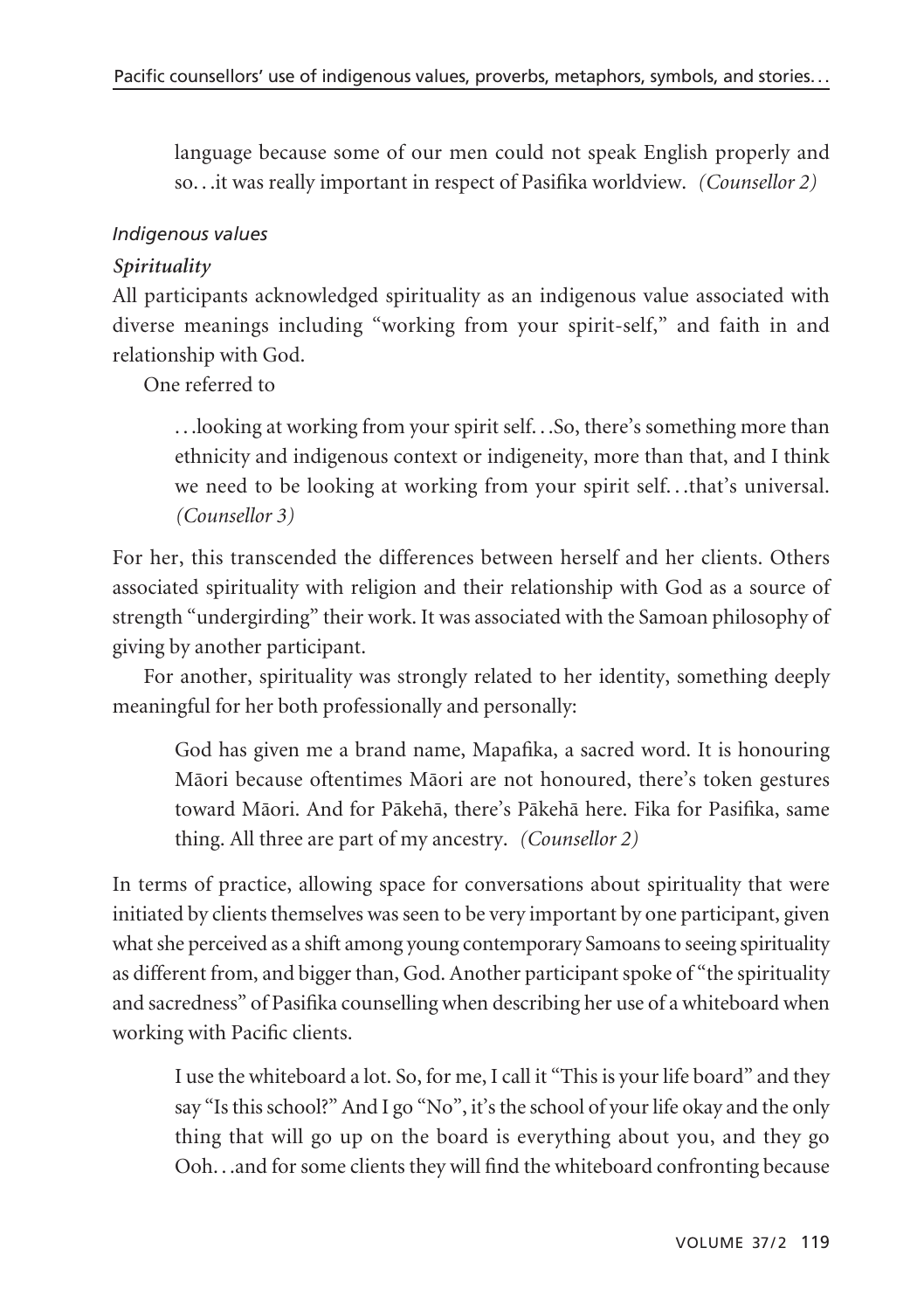> language because some of our men could not speak English properly and so…it was really important in respect of Pasifika worldview. *(Counsellor 2)*

### *Indigenous values*

#### ***Spirituality***

All participants acknowledged spirituality as an indigenous value associated with diverse meanings including "working from your spirit-self," and faith in and relationship with God.

One referred to

> …looking at working from your spirit self…So, there's something more than ethnicity and indigenous context or indigeneity, more than that, and I think we need to be looking at working from your spirit self…that's universal. *(Counsellor 3)*

For her, this transcended the differences between herself and her clients. Others associated spirituality with religion and their relationship with God as a source of strength "undergirding" their work. It was associated with the Samoan philosophy of giving by another participant.

For another, spirituality was strongly related to her identity, something deeply meaningful for her both professionally and personally:

> God has given me a brand name, Mapafika, a sacred word. It is honouring Māori because oftentimes Māori are not honoured, there's token gestures toward Māori. And for Pākehā, there's Pākehā here. Fika for Pasifika, same thing. All three are part of my ancestry. *(Counsellor 2)*

In terms of practice, allowing space for conversations about spirituality that were initiated by clients themselves was seen to be very important by one participant, given what she perceived as a shift among young contemporary Samoans to seeing spirituality as different from, and bigger than, God. Another participant spoke of "the spirituality and sacredness" of Pasifika counselling when describing her use of a whiteboard when working with Pacific clients.

> I use the whiteboard a lot. So, for me, I call it "This is your life board" and they say "Is this school?" And I go "No", it's the school of your life okay and the only thing that will go up on the board is everything about you, and they go Ooh…and for some clients they will find the whiteboard confronting because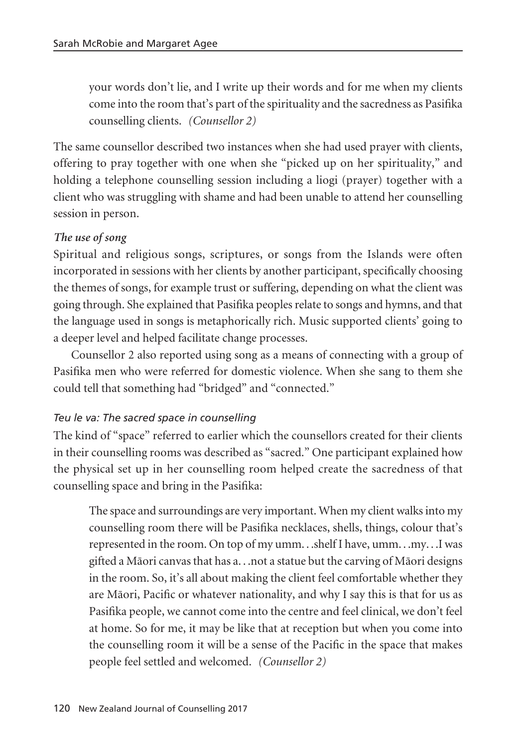> your words don't lie, and I write up their words and for me when my clients come into the room that's part of the spirituality and the sacredness as Pasifika counselling clients. *(Counsellor 2)*

The same counsellor described two instances when she had used prayer with clients, offering to pray together with one when she "picked up on her spirituality," and holding a telephone counselling session including a liogi (prayer) together with a client who was struggling with shame and had been unable to attend her counselling session in person.

*The use of song*

Spiritual and religious songs, scriptures, or songs from the Islands were often incorporated in sessions with her clients by another participant, specifically choosing the themes of songs, for example trust or suffering, depending on what the client was going through. She explained that Pasifika peoples relate to songs and hymns, and that the language used in songs is metaphorically rich. Music supported clients' going to a deeper level and helped facilitate change processes.

Counsellor 2 also reported using song as a means of connecting with a group of Pasifika men who were referred for domestic violence. When she sang to them she could tell that something had "bridged" and "connected."

*Teu le va: The sacred space in counselling*

The kind of "space" referred to earlier which the counsellors created for their clients in their counselling rooms was described as "sacred." One participant explained how the physical set up in her counselling room helped create the sacredness of that counselling space and bring in the Pasifika:

> The space and surroundings are very important. When my client walks into my counselling room there will be Pasifika necklaces, shells, things, colour that's represented in the room. On top of my umm. . .shelf I have, umm. . .my. . .I was gifted a Māori canvas that has a. . .not a statue but the carving of Māori designs in the room. So, it's all about making the client feel comfortable whether they are Māori, Pacific or whatever nationality, and why I say this is that for us as Pasifika people, we cannot come into the centre and feel clinical, we don't feel at home. So for me, it may be like that at reception but when you come into the counselling room it will be a sense of the Pacific in the space that makes people feel settled and welcomed. *(Counsellor 2)*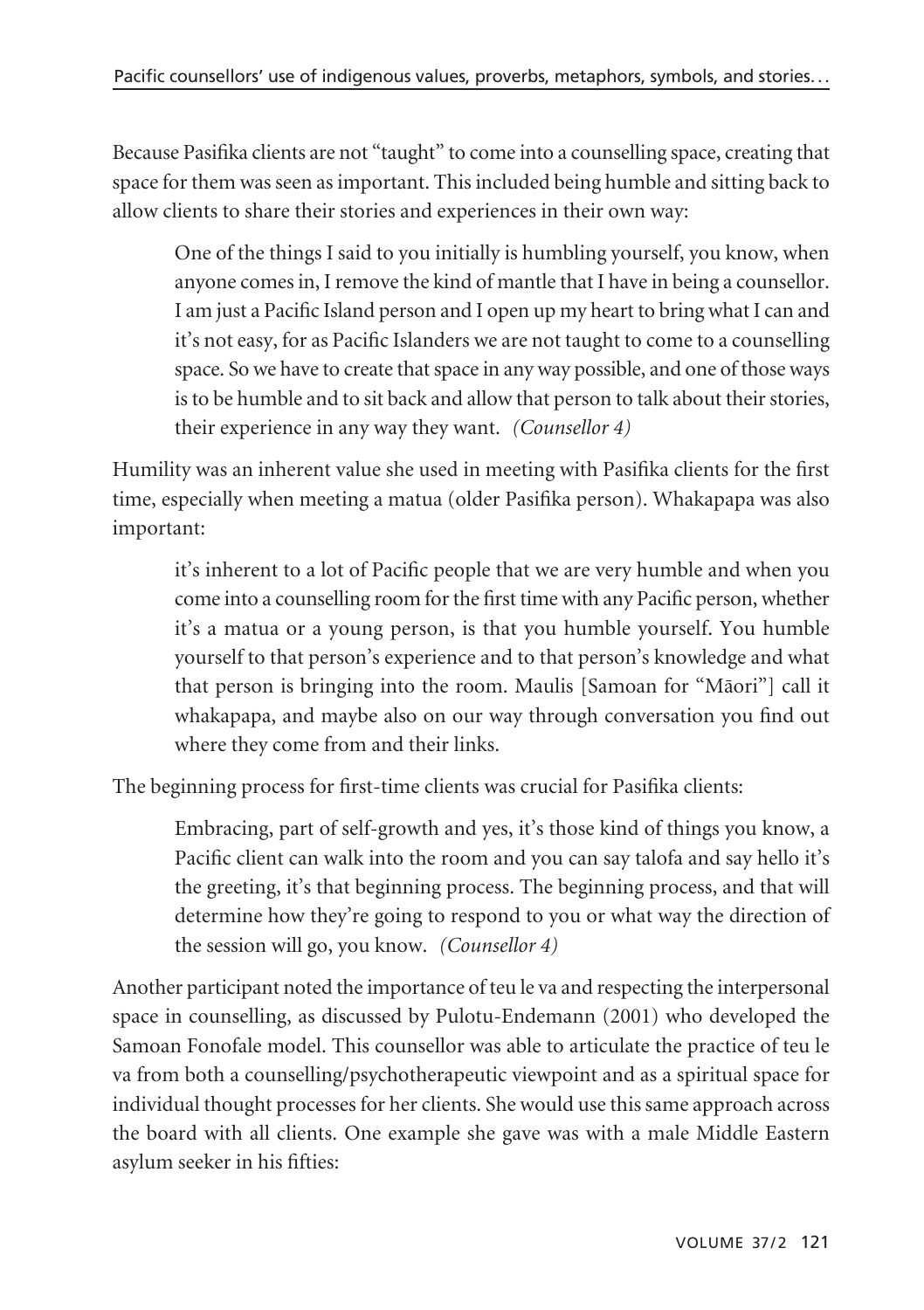Because Pasifika clients are not "taught" to come into a counselling space, creating that space for them was seen as important. This included being humble and sitting back to allow clients to share their stories and experiences in their own way:

> One of the things I said to you initially is humbling yourself, you know, when anyone comes in, I remove the kind of mantle that I have in being a counsellor. I am just a Pacific Island person and I open up my heart to bring what I can and it's not easy, for as Pacific Islanders we are not taught to come to a counselling space. So we have to create that space in any way possible, and one of those ways is to be humble and to sit back and allow that person to talk about their stories, their experience in any way they want. *(Counsellor 4)*

Humility was an inherent value she used in meeting with Pasifika clients for the first time, especially when meeting a matua (older Pasifika person). Whakapapa was also important:

> it's inherent to a lot of Pacific people that we are very humble and when you come into a counselling room for the first time with any Pacific person, whether it's a matua or a young person, is that you humble yourself. You humble yourself to that person's experience and to that person's knowledge and what that person is bringing into the room. Maulis [Samoan for "Māori"] call it whakapapa, and maybe also on our way through conversation you find out where they come from and their links.

The beginning process for first-time clients was crucial for Pasifika clients:

> Embracing, part of self-growth and yes, it's those kind of things you know, a Pacific client can walk into the room and you can say talofa and say hello it's the greeting, it's that beginning process. The beginning process, and that will determine how they're going to respond to you or what way the direction of the session will go, you know. *(Counsellor 4)*

Another participant noted the importance of teu le va and respecting the interpersonal space in counselling, as discussed by Pulotu-Endemann (2001) who developed the Samoan Fonofale model. This counsellor was able to articulate the practice of teu le va from both a counselling/psychotherapeutic viewpoint and as a spiritual space for individual thought processes for her clients. She would use this same approach across the board with all clients. One example she gave was with a male Middle Eastern asylum seeker in his fifties: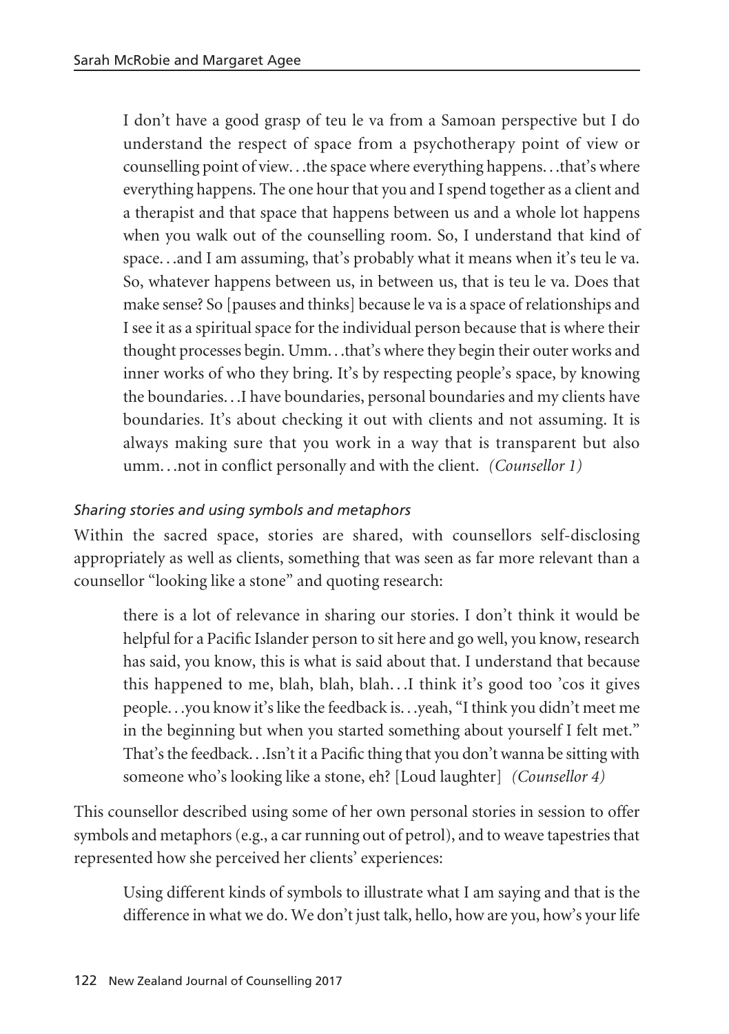> I don't have a good grasp of teu le va from a Samoan perspective but I do understand the respect of space from a psychotherapy point of view or counselling point of view. . .the space where everything happens. . .that's where everything happens. The one hour that you and I spend together as a client and a therapist and that space that happens between us and a whole lot happens when you walk out of the counselling room. So, I understand that kind of space. . .and I am assuming, that's probably what it means when it's teu le va. So, whatever happens between us, in between us, that is teu le va. Does that make sense? So [pauses and thinks] because le va is a space of relationships and I see it as a spiritual space for the individual person because that is where their thought processes begin. Umm. . .that's where they begin their outer works and inner works of who they bring. It's by respecting people's space, by knowing the boundaries. . .I have boundaries, personal boundaries and my clients have boundaries. It's about checking it out with clients and not assuming. It is always making sure that you work in a way that is transparent but also umm. . .not in conflict personally and with the client. *(Counsellor 1)*

### *Sharing stories and using symbols and metaphors*

Within the sacred space, stories are shared, with counsellors self-disclosing appropriately as well as clients, something that was seen as far more relevant than a counsellor "looking like a stone" and quoting research:

> there is a lot of relevance in sharing our stories. I don't think it would be helpful for a Pacific Islander person to sit here and go well, you know, research has said, you know, this is what is said about that. I understand that because this happened to me, blah, blah, blah. . .I think it's good too 'cos it gives people. . .you know it's like the feedback is. . .yeah, "I think you didn't meet me in the beginning but when you started something about yourself I felt met." That's the feedback. . .Isn't it a Pacific thing that you don't wanna be sitting with someone who's looking like a stone, eh? [Loud laughter] *(Counsellor 4)*

This counsellor described using some of her own personal stories in session to offer symbols and metaphors (e.g., a car running out of petrol), and to weave tapestries that represented how she perceived her clients' experiences:

> Using different kinds of symbols to illustrate what I am saying and that is the difference in what we do. We don't just talk, hello, how are you, how's your life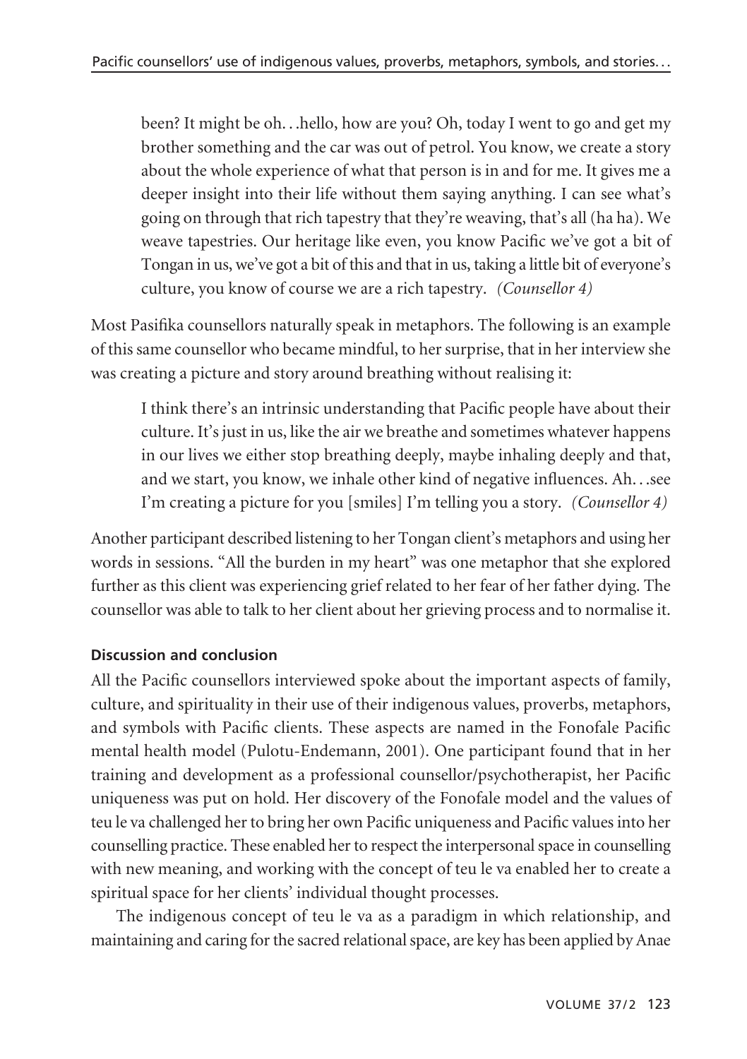been? It might be oh…hello, how are you? Oh, today I went to go and get my brother something and the car was out of petrol. You know, we create a story about the whole experience of what that person is in and for me. It gives me a deeper insight into their life without them saying anything. I can see what's going on through that rich tapestry that they're weaving, that's all (ha ha). We weave tapestries. Our heritage like even, you know Pacific we've got a bit of Tongan in us, we've got a bit of this and that in us, taking a little bit of everyone's culture, you know of course we are a rich tapestry. *(Counsellor 4)*

Most Pasifika counsellors naturally speak in metaphors. The following is an example of this same counsellor who became mindful, to her surprise, that in her interview she was creating a picture and story around breathing without realising it:

> I think there's an intrinsic understanding that Pacific people have about their culture. It's just in us, like the air we breathe and sometimes whatever happens in our lives we either stop breathing deeply, maybe inhaling deeply and that, and we start, you know, we inhale other kind of negative influences. Ah…see I'm creating a picture for you [smiles] I'm telling you a story. *(Counsellor 4)*

Another participant described listening to her Tongan client's metaphors and using her words in sessions. "All the burden in my heart" was one metaphor that she explored further as this client was experiencing grief related to her fear of her father dying. The counsellor was able to talk to her client about her grieving process and to normalise it.

### Discussion and conclusion

All the Pacific counsellors interviewed spoke about the important aspects of family, culture, and spirituality in their use of their indigenous values, proverbs, metaphors, and symbols with Pacific clients. These aspects are named in the Fonofale Pacific mental health model (Pulotu-Endemann, 2001). One participant found that in her training and development as a professional counsellor/psychotherapist, her Pacific uniqueness was put on hold. Her discovery of the Fonofale model and the values of teu le va challenged her to bring her own Pacific uniqueness and Pacific values into her counselling practice. These enabled her to respect the interpersonal space in counselling with new meaning, and working with the concept of teu le va enabled her to create a spiritual space for her clients' individual thought processes.

The indigenous concept of teu le va as a paradigm in which relationship, and maintaining and caring for the sacred relational space, are key has been applied by Anae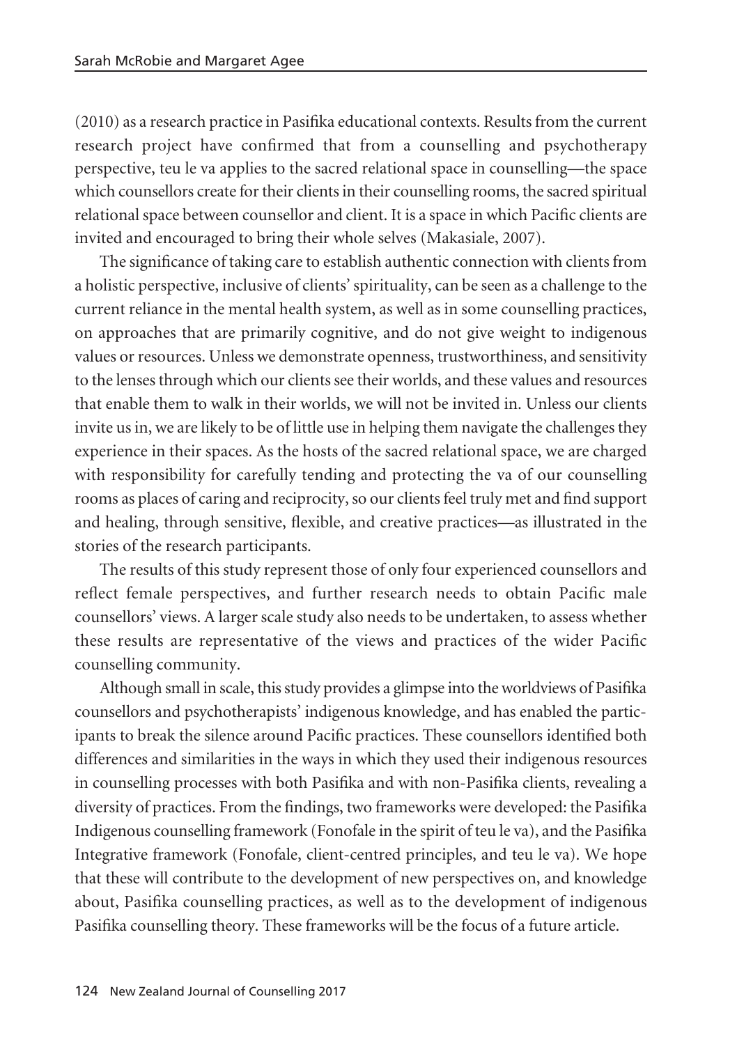(2010) as a research practice in Pasifika educational contexts. Results from the current research project have confirmed that from a counselling and psychotherapy perspective, teu le va applies to the sacred relational space in counselling—the space which counsellors create for their clients in their counselling rooms, the sacred spiritual relational space between counsellor and client. It is a space in which Pacific clients are invited and encouraged to bring their whole selves (Makasiale, 2007).

The significance of taking care to establish authentic connection with clients from a holistic perspective, inclusive of clients' spirituality, can be seen as a challenge to the current reliance in the mental health system, as well as in some counselling practices, on approaches that are primarily cognitive, and do not give weight to indigenous values or resources. Unless we demonstrate openness, trustworthiness, and sensitivity to the lenses through which our clients see their worlds, and these values and resources that enable them to walk in their worlds, we will not be invited in. Unless our clients invite us in, we are likely to be of little use in helping them navigate the challenges they experience in their spaces. As the hosts of the sacred relational space, we are charged with responsibility for carefully tending and protecting the va of our counselling rooms as places of caring and reciprocity, so our clients feel truly met and find support and healing, through sensitive, flexible, and creative practices—as illustrated in the stories of the research participants.

The results of this study represent those of only four experienced counsellors and reflect female perspectives, and further research needs to obtain Pacific male counsellors' views. A larger scale study also needs to be undertaken, to assess whether these results are representative of the views and practices of the wider Pacific counselling community.

Although small in scale, this study provides a glimpse into the worldviews of Pasifika counsellors and psychotherapists' indigenous knowledge, and has enabled the participants to break the silence around Pacific practices. These counsellors identified both differences and similarities in the ways in which they used their indigenous resources in counselling processes with both Pasifika and with non-Pasifika clients, revealing a diversity of practices. From the findings, two frameworks were developed: the Pasifika Indigenous counselling framework (Fonofale in the spirit of teu le va), and the Pasifika Integrative framework (Fonofale, client-centred principles, and teu le va). We hope that these will contribute to the development of new perspectives on, and knowledge about, Pasifika counselling practices, as well as to the development of indigenous Pasifika counselling theory. These frameworks will be the focus of a future article.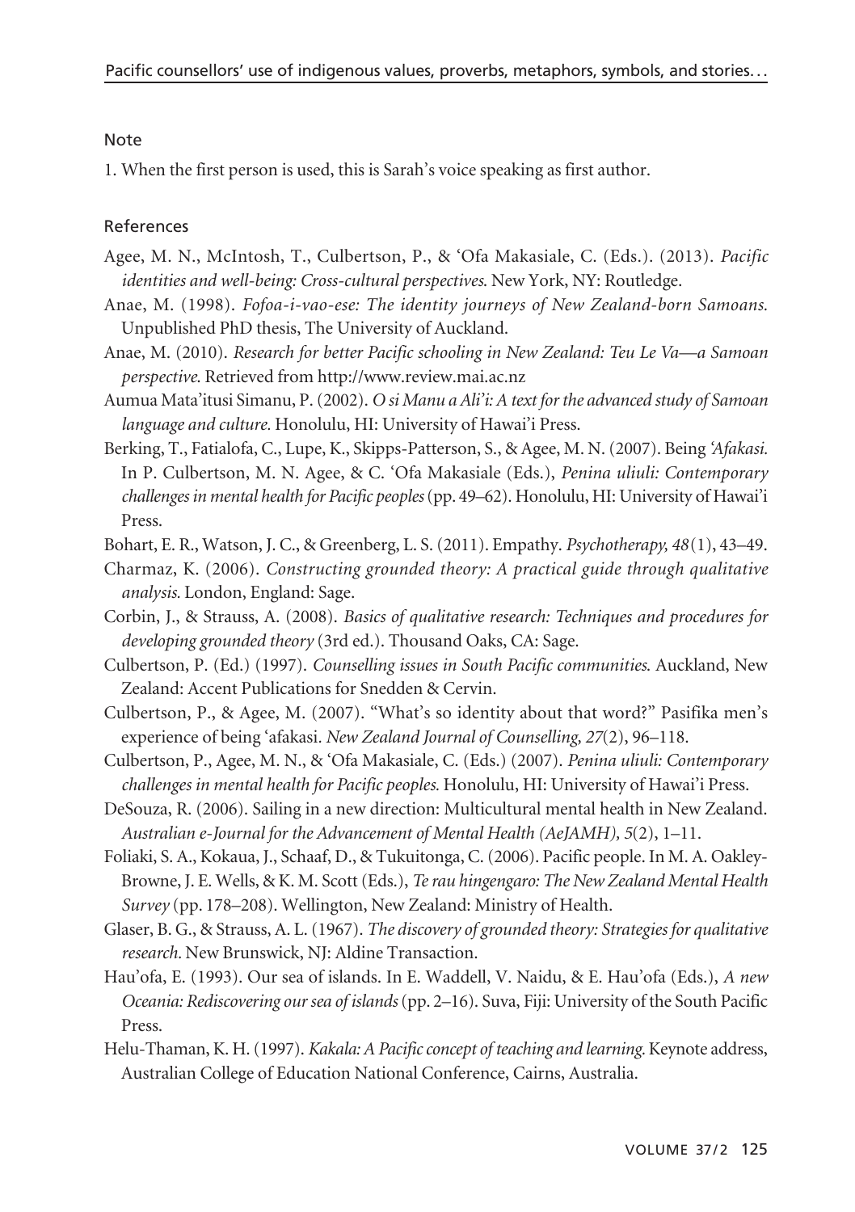Note

1. When the first person is used, this is Sarah's voice speaking as first author.

References

Agee, M. N., McIntosh, T., Culbertson, P., & 'Ofa Makasiale, C. (Eds.). (2013). *Pacific identities and well-being: Cross-cultural perspectives.* New York, NY: Routledge.

Anae, M. (1998). *Fofoa-i-vao-ese: The identity journeys of New Zealand-born Samoans.* Unpublished PhD thesis, The University of Auckland.

Anae, M. (2010). *Research for better Pacific schooling in New Zealand: Teu Le Va—a Samoan perspective.* Retrieved from http://www.review.mai.ac.nz

Aumua Mata'itusi Simanu, P. (2002). *O si Manu a Ali'i: A text for the advanced study of Samoan language and culture.* Honolulu, HI: University of Hawai'i Press.

Berking, T., Fatialofa, C., Lupe, K., Skipps-Patterson, S., & Agee, M. N. (2007). Being *'Afakasi.* In P. Culbertson, M. N. Agee, & C. 'Ofa Makasiale (Eds.), *Penina uliuli: Contemporary challenges in mental health for Pacific peoples* (pp. 49–62). Honolulu, HI: University of Hawai'i Press.

Bohart, E. R., Watson, J. C., & Greenberg, L. S. (2011). Empathy. *Psychotherapy, 48*(1), 43–49.

Charmaz, K. (2006). *Constructing grounded theory: A practical guide through qualitative analysis.* London, England: Sage.

Corbin, J., & Strauss, A. (2008). *Basics of qualitative research: Techniques and procedures for developing grounded theory* (3rd ed.). Thousand Oaks, CA: Sage.

Culbertson, P. (Ed.) (1997). *Counselling issues in South Pacific communities.* Auckland, New Zealand: Accent Publications for Snedden & Cervin.

Culbertson, P., & Agee, M. (2007). "What's so identity about that word?" Pasifika men's experience of being 'afakasi. *New Zealand Journal of Counselling, 27*(2), 96–118.

Culbertson, P., Agee, M. N., & 'Ofa Makasiale, C. (Eds.) (2007). *Penina uliuli: Contemporary challenges in mental health for Pacific peoples.* Honolulu, HI: University of Hawai'i Press.

DeSouza, R. (2006). Sailing in a new direction: Multicultural mental health in New Zealand. *Australian e-Journal for the Advancement of Mental Health (AeJAMH), 5*(2), 1–11.

Foliaki, S. A., Kokaua, J., Schaaf, D., & Tukuitonga, C. (2006). Pacific people. In M. A. Oakley-Browne, J. E. Wells, & K. M. Scott (Eds.), *Te rau hingengaro: The New Zealand Mental Health Survey* (pp. 178–208). Wellington, New Zealand: Ministry of Health.

Glaser, B. G., & Strauss, A. L. (1967). *The discovery of grounded theory: Strategies for qualitative research.* New Brunswick, NJ: Aldine Transaction.

Hau'ofa, E. (1993). Our sea of islands. In E. Waddell, V. Naidu, & E. Hau'ofa (Eds.), *A new Oceania: Rediscovering our sea of islands* (pp. 2–16). Suva, Fiji: University of the South Pacific Press.

Helu-Thaman, K. H. (1997). *Kakala: A Pacific concept of teaching and learning.* Keynote address, Australian College of Education National Conference, Cairns, Australia.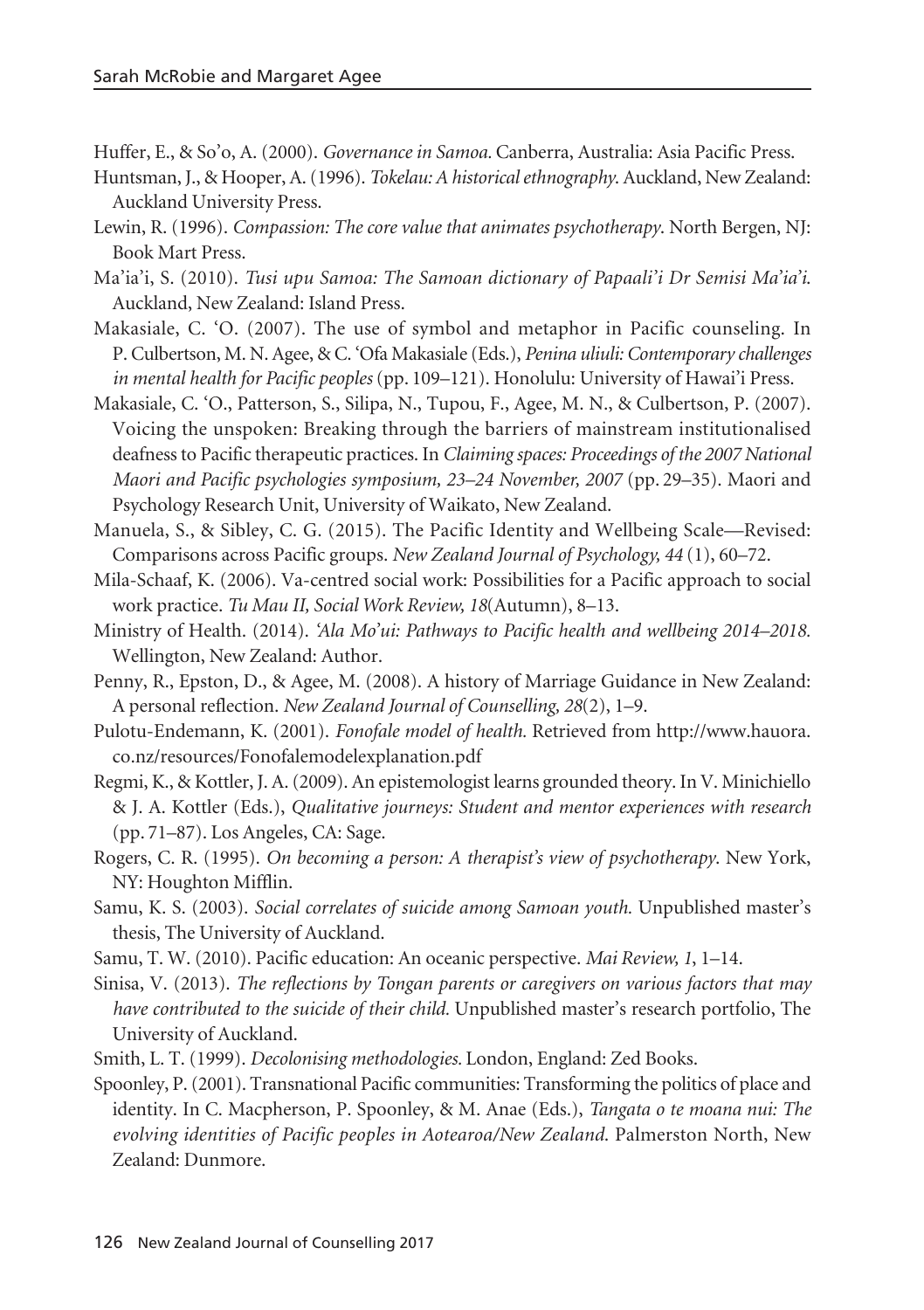Huffer, E., & So'o, A. (2000). *Governance in Samoa*. Canberra, Australia: Asia Pacific Press.

Huntsman, J., & Hooper, A. (1996). *Tokelau: A historical ethnography*. Auckland, New Zealand: Auckland University Press.

Lewin, R. (1996). *Compassion: The core value that animates psychotherapy*. North Bergen, NJ: Book Mart Press.

Ma'ia'i, S. (2010). *Tusi upu Samoa: The Samoan dictionary of Papaali'i Dr Semisi Ma'ia'i*. Auckland, New Zealand: Island Press.

Makasiale, C. 'O. (2007). The use of symbol and metaphor in Pacific counseling. In P. Culbertson, M. N. Agee, & C. 'Ofa Makasiale (Eds.), *Penina uliuli: Contemporary challenges in mental health for Pacific peoples* (pp. 109–121). Honolulu: University of Hawai'i Press.

Makasiale, C. 'O., Patterson, S., Silipa, N., Tupou, F., Agee, M. N., & Culbertson, P. (2007). Voicing the unspoken: Breaking through the barriers of mainstream institutionalised deafness to Pacific therapeutic practices. In *Claiming spaces: Proceedings of the 2007 National Maori and Pacific psychologies symposium, 23–24 November, 2007* (pp. 29–35). Maori and Psychology Research Unit, University of Waikato, New Zealand.

Manuela, S., & Sibley, C. G. (2015). The Pacific Identity and Wellbeing Scale—Revised: Comparisons across Pacific groups. *New Zealand Journal of Psychology, 44* (1), 60–72.

Mila-Schaaf, K. (2006). Va-centred social work: Possibilities for a Pacific approach to social work practice. *Tu Mau II, Social Work Review, 18*(Autumn), 8–13.

Ministry of Health. (2014). *'Ala Mo'ui: Pathways to Pacific health and wellbeing 2014–2018.* Wellington, New Zealand: Author.

Penny, R., Epston, D., & Agee, M. (2008). A history of Marriage Guidance in New Zealand: A personal reflection. *New Zealand Journal of Counselling, 28*(2), 1–9.

Pulotu-Endemann, K. (2001). *Fonofale model of health*. Retrieved from http://www.hauora.co.nz/resources/Fonofalemodelexplanation.pdf

Regmi, K., & Kottler, J. A. (2009). An epistemologist learns grounded theory. In V. Minichiello & J. A. Kottler (Eds.), *Qualitative journeys: Student and mentor experiences with research* (pp. 71–87). Los Angeles, CA: Sage.

Rogers, C. R. (1995). *On becoming a person: A therapist's view of psychotherapy*. New York, NY: Houghton Mifflin.

Samu, K. S. (2003). *Social correlates of suicide among Samoan youth*. Unpublished master's thesis, The University of Auckland.

Samu, T. W. (2010). Pacific education: An oceanic perspective. *Mai Review, 1*, 1–14.

Sinisa, V. (2013). *The reflections by Tongan parents or caregivers on various factors that may have contributed to the suicide of their child.* Unpublished master's research portfolio, The University of Auckland.

Smith, L. T. (1999). *Decolonising methodologies.* London, England: Zed Books.

Spoonley, P. (2001). Transnational Pacific communities: Transforming the politics of place and identity. In C. Macpherson, P. Spoonley, & M. Anae (Eds.), *Tangata o te moana nui: The evolving identities of Pacific peoples in Aotearoa/New Zealand*. Palmerston North, New Zealand: Dunmore.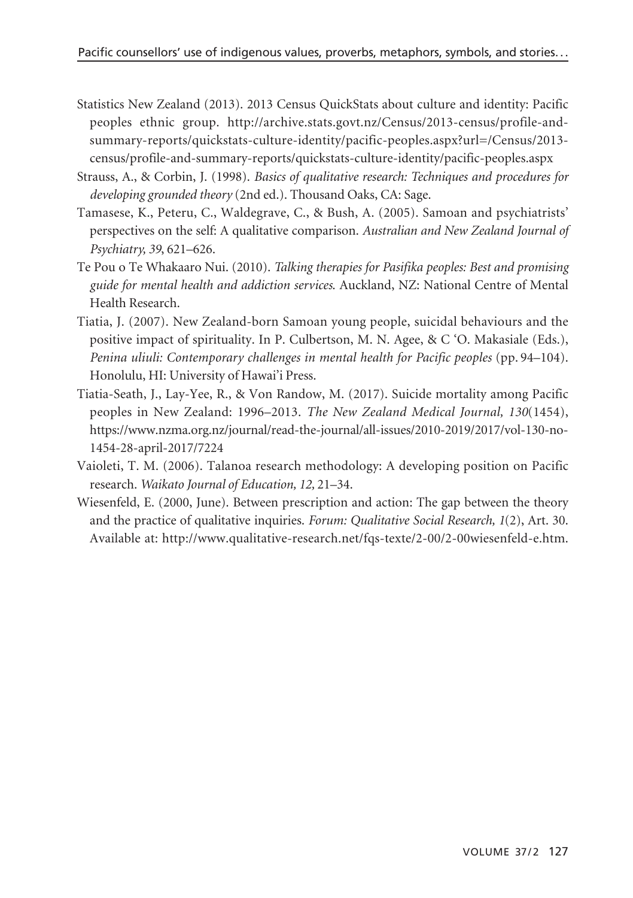Statistics New Zealand (2013). 2013 Census QuickStats about culture and identity: Pacific peoples ethnic group. http://archive.stats.govt.nz/Census/2013-census/profile-and-summary-reports/quickstats-culture-identity/pacific-peoples.aspx?url=/Census/2013-census/profile-and-summary-reports/quickstats-culture-identity/pacific-peoples.aspx

Strauss, A., & Corbin, J. (1998). *Basics of qualitative research: Techniques and procedures for developing grounded theory* (2nd ed.). Thousand Oaks, CA: Sage.

Tamasese, K., Peteru, C., Waldegrave, C., & Bush, A. (2005). Samoan and psychiatrists' perspectives on the self: A qualitative comparison. *Australian and New Zealand Journal of Psychiatry, 39*, 621–626.

Te Pou o Te Whakaaro Nui. (2010). *Talking therapies for Pasifika peoples: Best and promising guide for mental health and addiction services.* Auckland, NZ: National Centre of Mental Health Research.

Tiatia, J. (2007). New Zealand-born Samoan young people, suicidal behaviours and the positive impact of spirituality. In P. Culbertson, M. N. Agee, & C 'O. Makasiale (Eds.), *Penina uliuli: Contemporary challenges in mental health for Pacific peoples* (pp. 94–104). Honolulu, HI: University of Hawai'i Press.

Tiatia-Seath, J., Lay-Yee, R., & Von Randow, M. (2017). Suicide mortality among Pacific peoples in New Zealand: 1996–2013. *The New Zealand Medical Journal, 130*(1454), https://www.nzma.org.nz/journal/read-the-journal/all-issues/2010-2019/2017/vol-130-no-1454-28-april-2017/7224

Vaioleti, T. M. (2006). Talanoa research methodology: A developing position on Pacific research. *Waikato Journal of Education, 12,* 21–34.

Wiesenfeld, E. (2000, June). Between prescription and action: The gap between the theory and the practice of qualitative inquiries. *Forum: Qualitative Social Research, 1*(2), Art. 30. Available at: http://www.qualitative-research.net/fqs-texte/2-00/2-00wiesenfeld-e.htm.